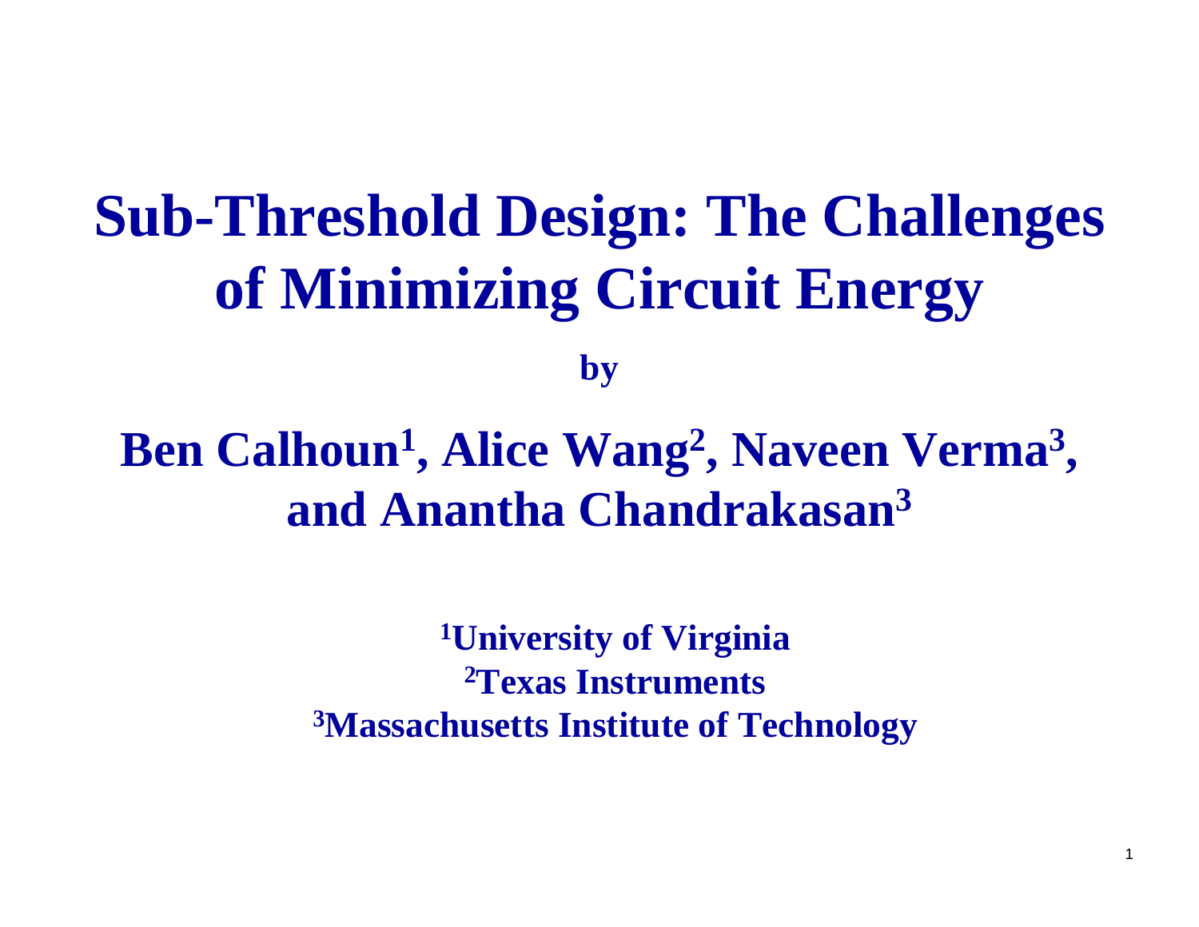# Sub-Threshold Design: The Challenges of Minimizing Circuit Energy

**by**

## Ben Calhoun[1], Alice Wang[2], Naveen Verma[3], and Anantha Chandrakasan[3]

**[1]University of Virginia**
**[2]Texas Instruments**
**[3]Massachusetts Institute of Technology**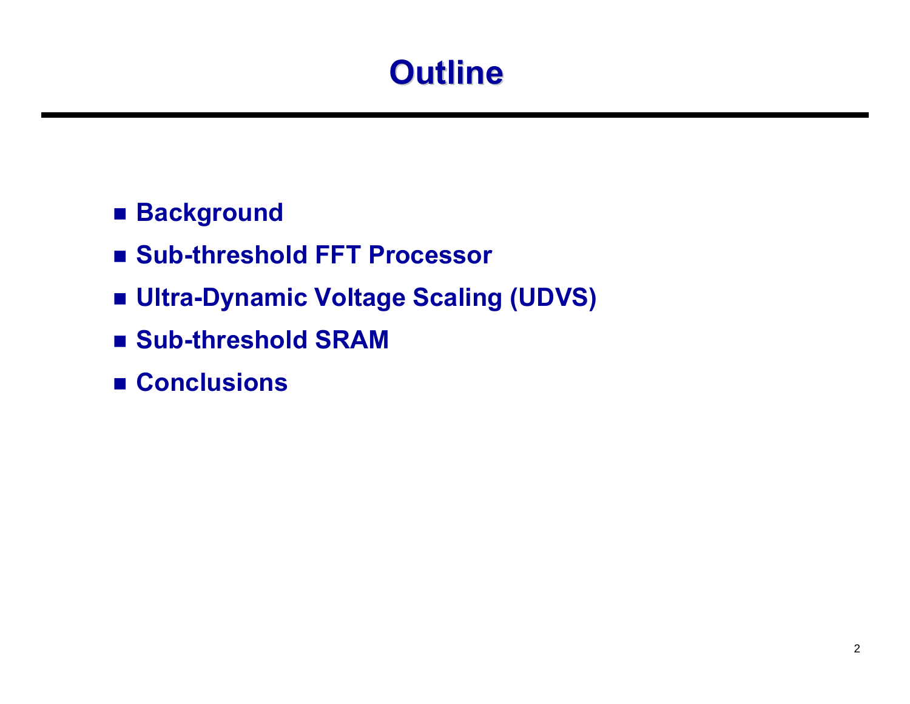# Outline

- Background
- Sub-threshold FFT Processor
- Ultra-Dynamic Voltage Scaling (UDVS)
- Sub-threshold SRAM
- Conclusions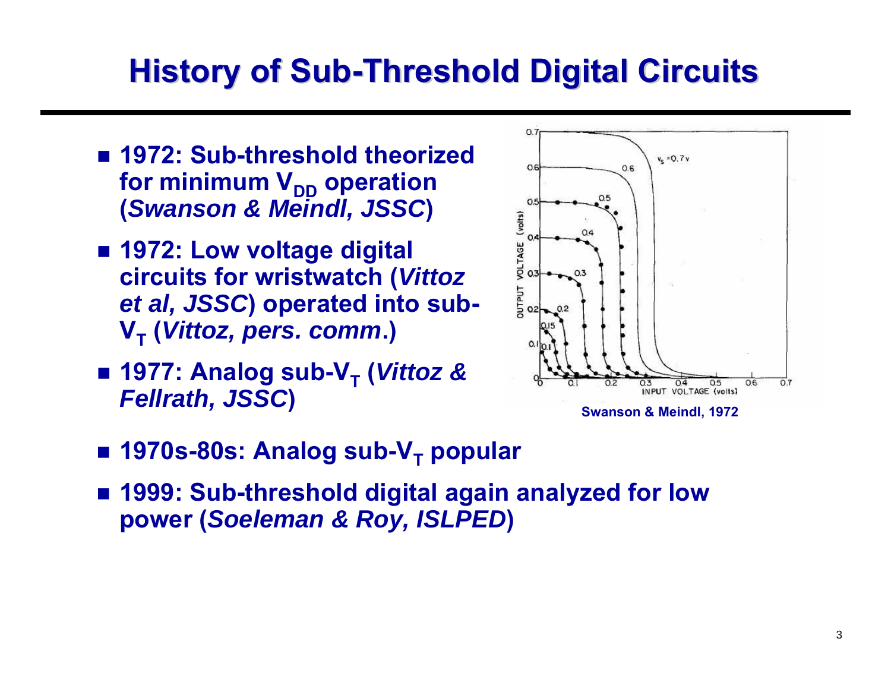# History of Sub-Threshold Digital Circuits

- **1972: Sub-threshold theorized for minimum $V_{DD}$ operation (*Swanson & Meindl, JSSC*)**
- **1972: Low voltage digital circuits for wristwatch (*Vittoz et al, JSSC*) operated into sub-$V_T$ (*Vittoz, pers. comm.*)**
- **1977: Analog sub-$V_T$ (*Vittoz & Fellrath, JSSC*)**

**Swanson & Meindl, 1972**

- **1970s-80s: Analog sub-$V_T$ popular**
- **1999: Sub-threshold digital again analyzed for low power (*Soeleman & Roy, ISLPED*)**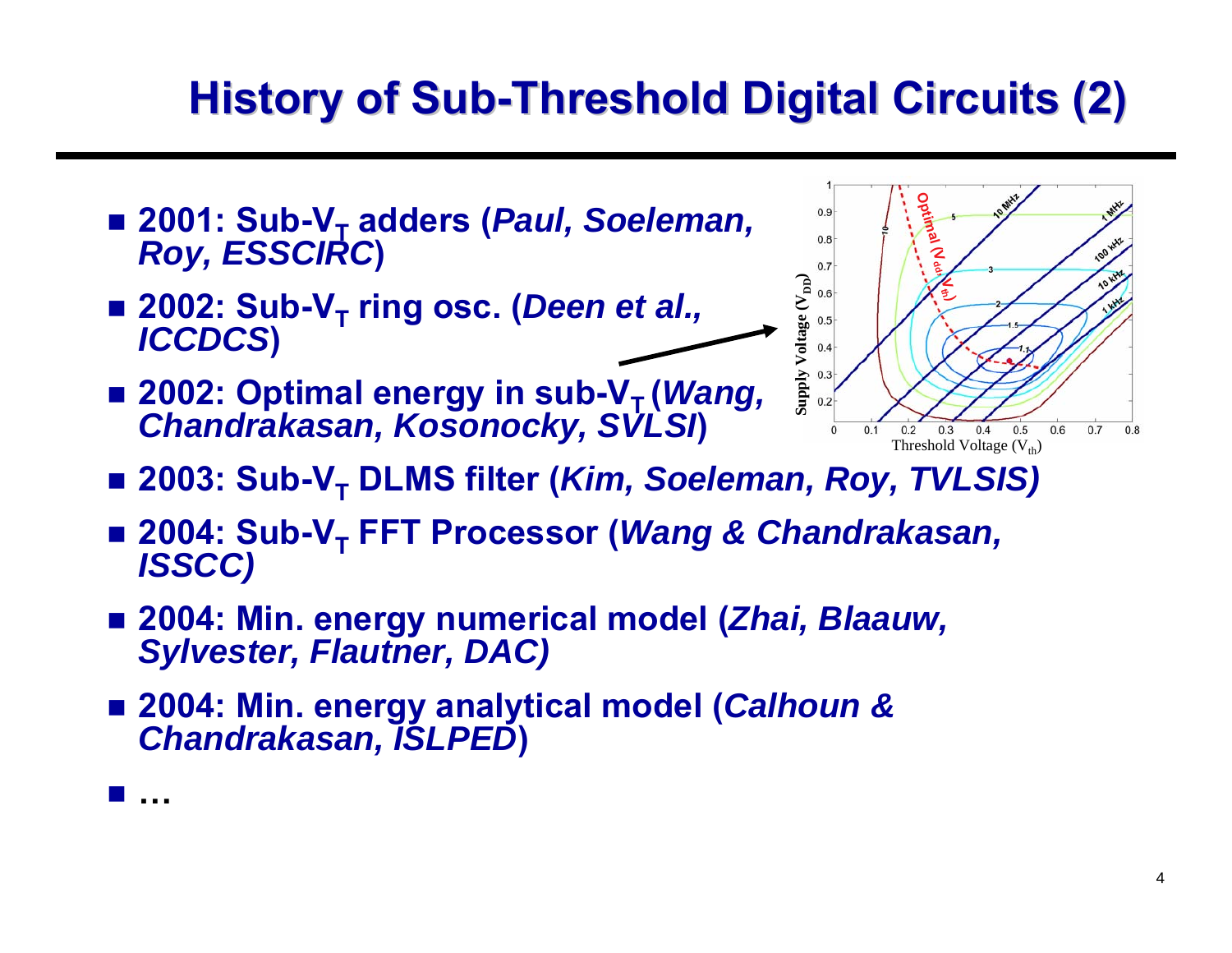# History of Sub-Threshold Digital Circuits (2)

- **2001: Sub-$V_T$ adders (*Paul, Soeleman, Roy, ESSCIRC*)**
- **2002: Sub-$V_T$ ring osc. (*Deen et al., ICCDCS*)**
- **2002: Optimal energy in sub-$V_T$ (*Wang, Chandrakasan, Kosonocky, SVLSI*)**
- **2003: Sub-$V_T$ DLMS filter (*Kim, Soeleman, Roy, TVLSIS)***
- **2004: Sub-$V_T$ FFT Processor (*Wang & Chandrakasan, ISSCC)***
- **2004: Min. energy numerical model (*Zhai, Blaauw, Sylvester, Flautner, DAC)***
- **2004: Min. energy analytical model (*Calhoun & Chandrakasan, ISLPED*)**
- **…**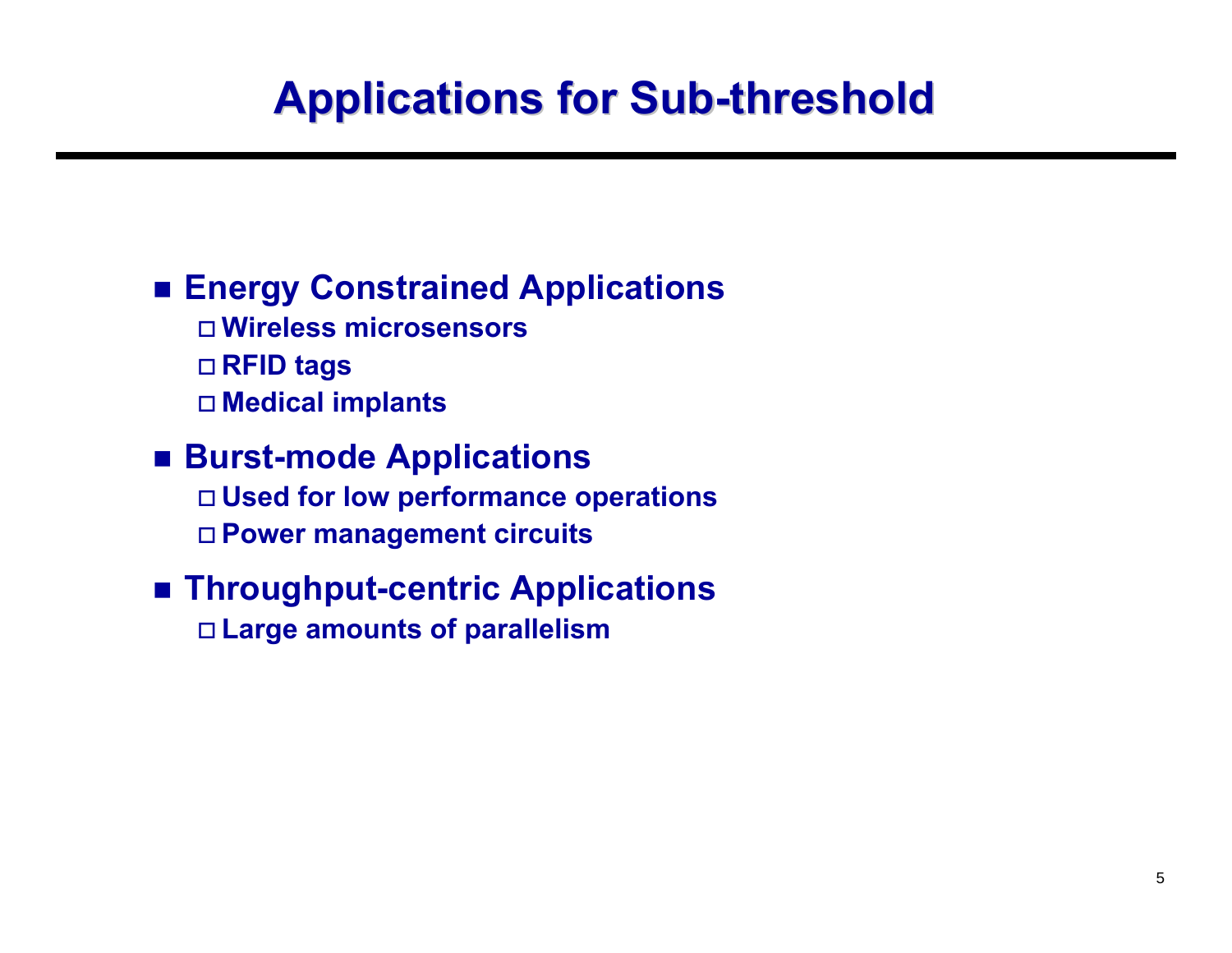# Applications for Sub-threshold

- **Energy Constrained Applications**
  - **Wireless microsensors**
  - **RFID tags**
  - **Medical implants**
- **Burst-mode Applications**
  - **Used for low performance operations**
  - **Power management circuits**
- **Throughput-centric Applications**
  - **Large amounts of parallelism**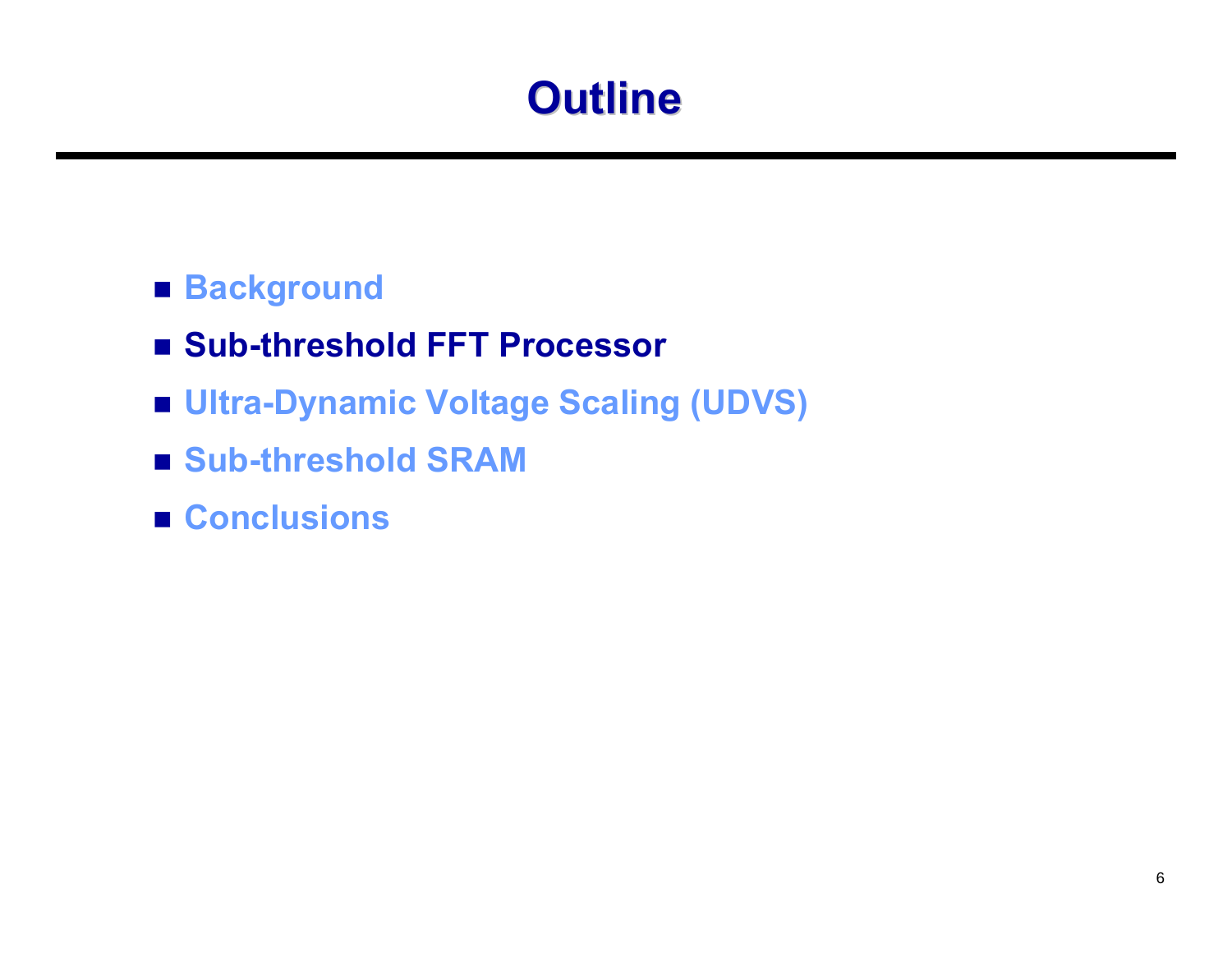# Outline

- Background
- **Sub-threshold FFT Processor**
- Ultra-Dynamic Voltage Scaling (UDVS)
- Sub-threshold SRAM
- Conclusions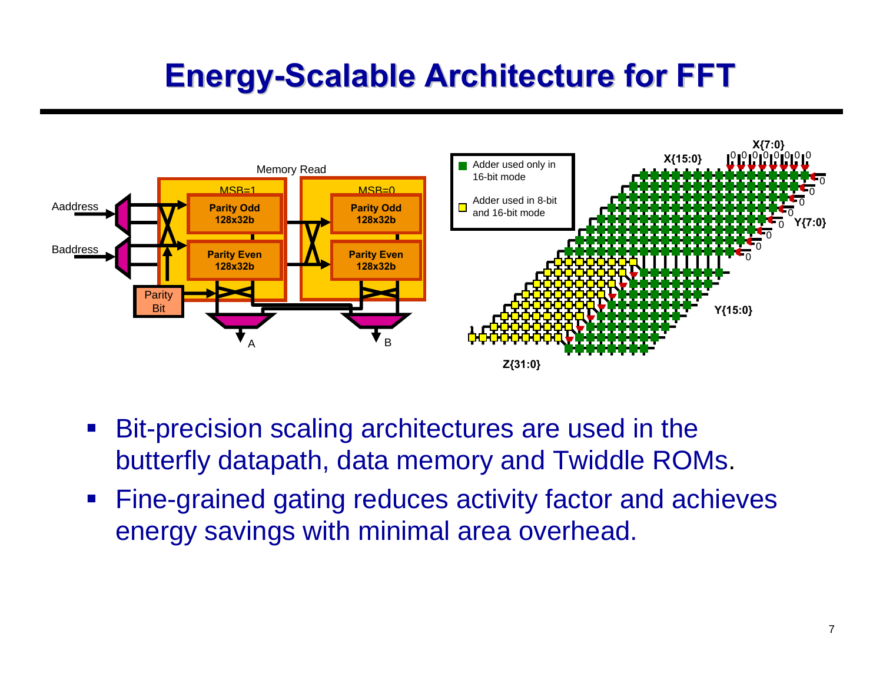# Energy-Scalable Architecture for FFT

Memory Read

MSB=1

MSB=0

Aaddress

Baddress

Parity Odd 128x32b

Parity Even 128x32b

Parity Odd 128x32b

Parity Even 128x32b

Parity Bit

A

B

Adder used only in 16-bit mode

Adder used in 8-bit and 16-bit mode

X{15:0}

X{7:0}

Y{7:0}

Y{15:0}

Z{31:0}

- Bit-precision scaling architectures are used in the butterfly datapath, data memory and Twiddle ROMs.
- Fine-grained gating reduces activity factor and achieves energy savings with minimal area overhead.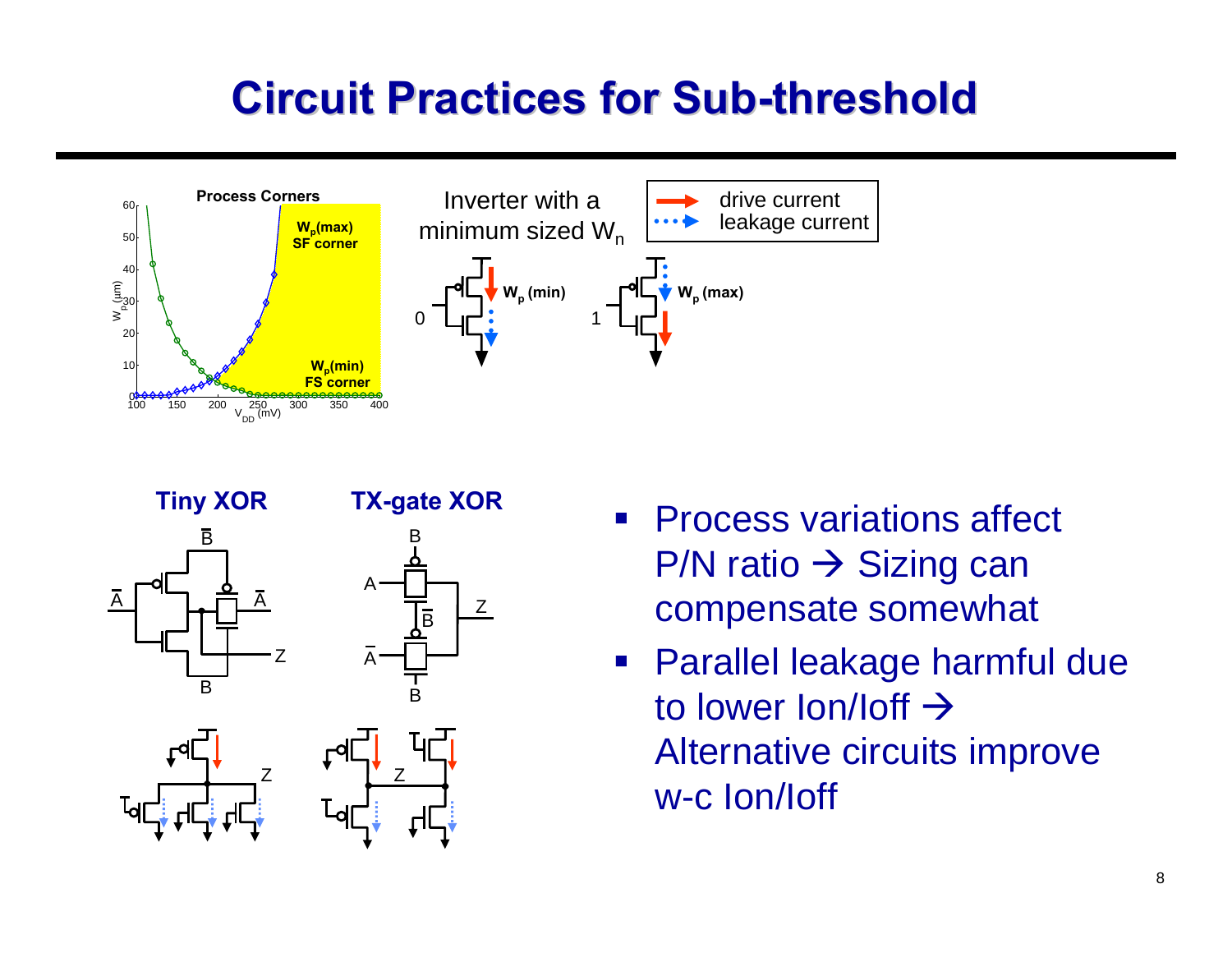# Circuit Practices for Sub-threshold

**Process Corners**

$W_p$(max) SF corner

$W_p$(min) FS corner

Inverter with a minimum sized $W_n$

drive current

leakage current

$W_p$ (min)

$W_p$ (max)

**Tiny XOR**

**TX-gate XOR**

- Process variations affect P/N ratio → Sizing can compensate somewhat
- Parallel leakage harmful due to lower Ion/Ioff → Alternative circuits improve w-c Ion/Ioff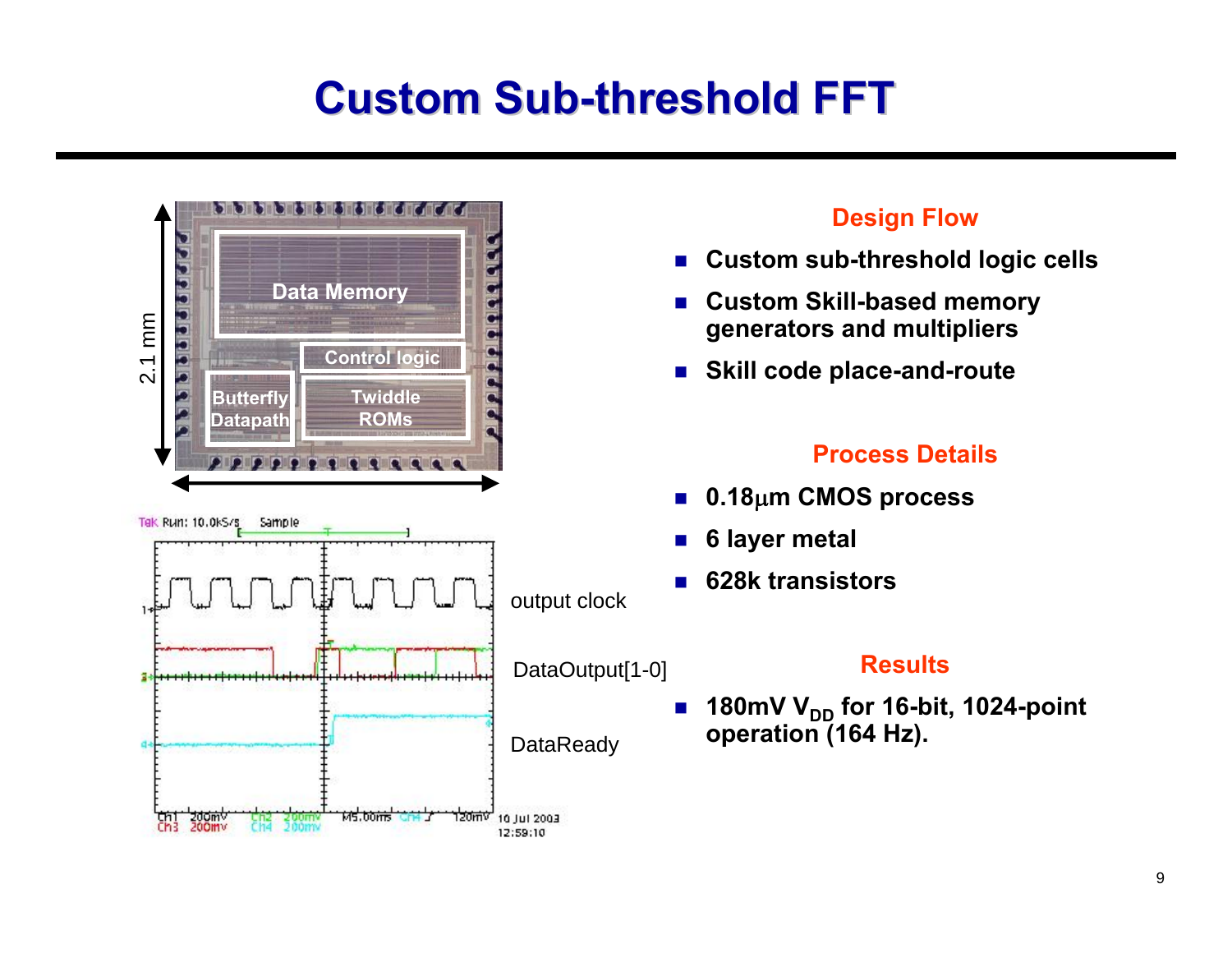# Custom Sub-threshold FFT

### Design Flow

- Custom sub-threshold logic cells
- Custom Skill-based memory generators and multipliers
- Skill code place-and-route

### Process Details

- 0.18μm CMOS process
- 6 layer metal
- 628k transistors

### Results

- 180mV $V_{DD}$ for 16-bit, 1024-point operation (164 Hz).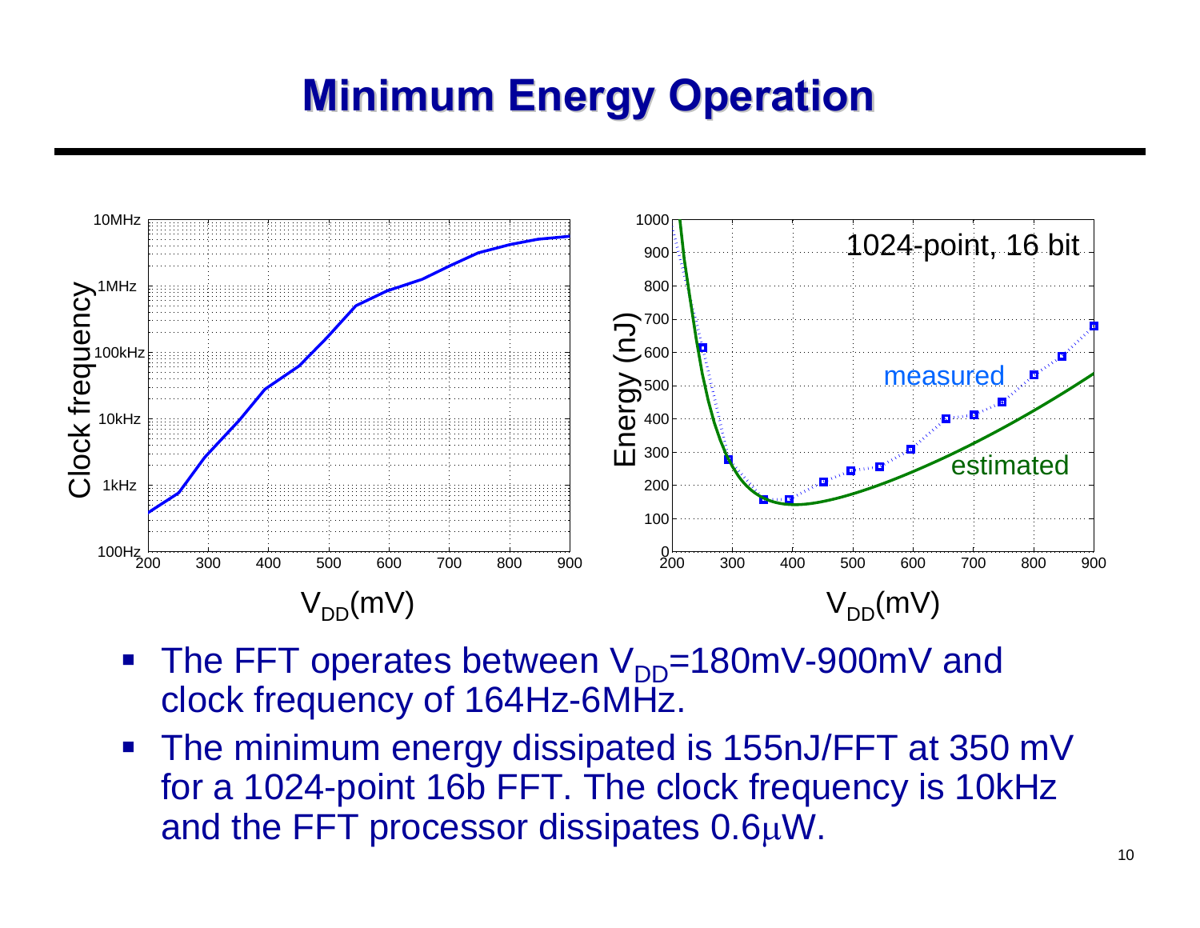# Minimum Energy Operation

- The FFT operates between $V_{DD}$=180mV-900mV and clock frequency of 164Hz-6MHz.
- The minimum energy dissipated is 155nJ/FFT at 350 mV for a 1024-point 16b FFT. The clock frequency is 10kHz and the FFT processor dissipates 0.6μW.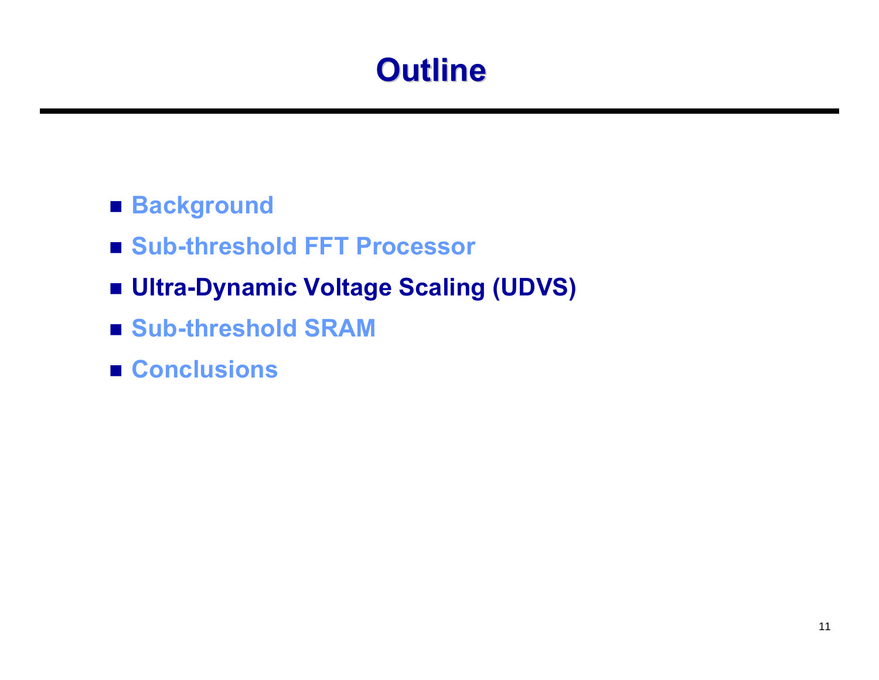# Outline

- Background
- Sub-threshold FFT Processor
- **Ultra-Dynamic Voltage Scaling (UDVS)**
- Sub-threshold SRAM
- Conclusions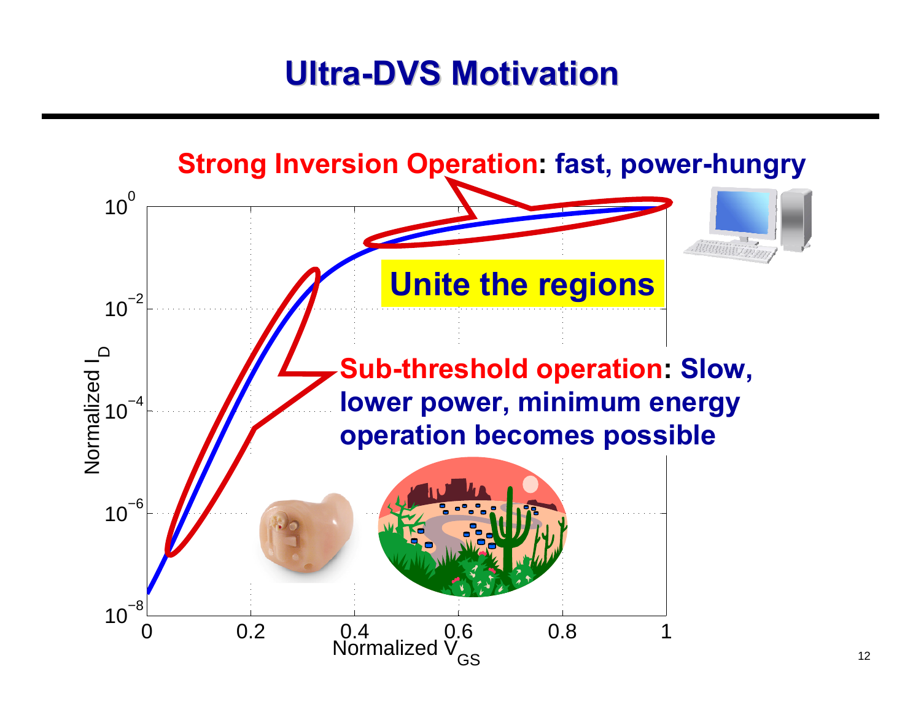# Ultra-DVS Motivation

**Strong Inversion Operation: fast, power-hungry**

**Unite the regions**

**Sub-threshold operation: Slow, lower power, minimum energy operation becomes possible**

Normalized $I_D$: $10^{0}$, $10^{-2}$, $10^{-4}$, $10^{-6}$, $10^{-8}$

Normalized $V_{GS}$: 0, 0.2, 0.4, 0.6, 0.8, 1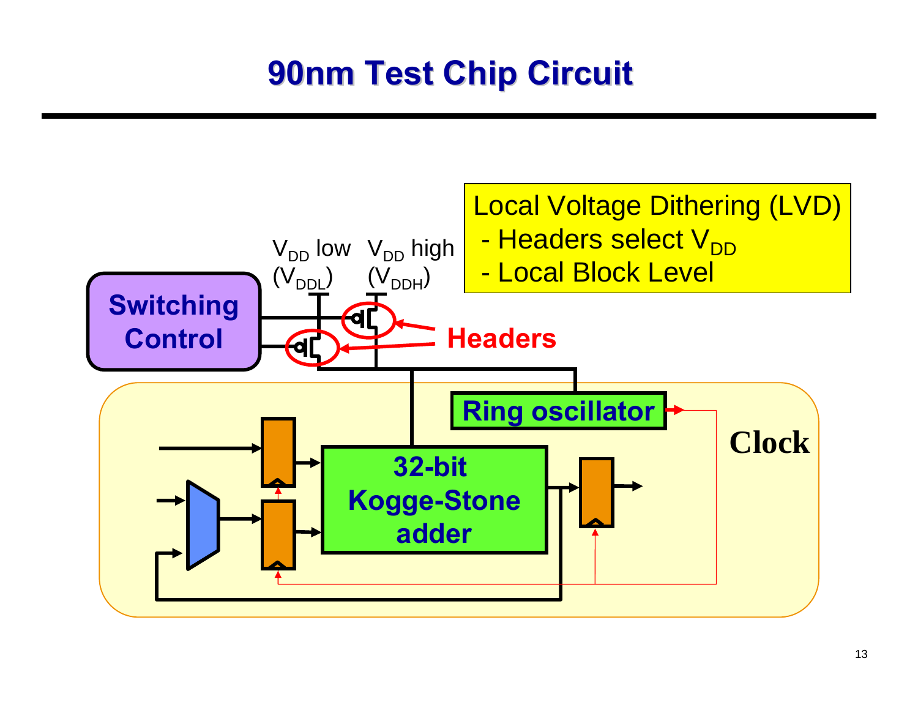# 90nm Test Chip Circuit

Local Voltage Dithering (LVD)
- Headers select $V_{DD}$
- Local Block Level

$V_{DD}$ low ($V_{DDL}$)

$V_{DD}$ high ($V_{DDH}$)

Switching Control

Headers

Ring oscillator

Clock

32-bit Kogge-Stone adder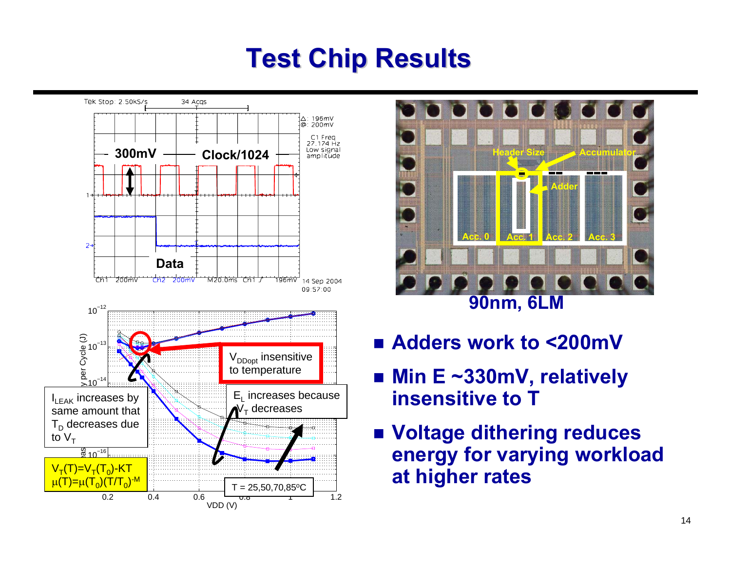# Test Chip Results

Tek Stop: 2.50kS/s 34 Acqs

Δ: 196mV
@: 200mV

C1 Freq
27.174 Hz
Low signal amplitude

300mV

Clock/1024

Data

Ch1 200mV Ch2 200mV M20.0ms Ch1 ∫ 196mV 14 Sep 2004 09:57:00

Header Size

Accumulator

Adder

Acc. 0 Acc. 1 Acc. 2 Acc. 3

90nm, 6LM

$V_{DDopt}$ insensitive to temperature

$I_{LEAK}$ increases by same amount that $T_D$ decreases due to $V_T$

$E_L$ increases because $V_T$ decreases

$V_T(T)=V_T(T_0)-KT$
$\mu(T)=\mu(T_0)(T/T_0)^{-M}$

T = 25,50,70,85ºC

VDD (V)

- Adders work to <200mV
- Min E ~330mV, relatively insensitive to T
- Voltage dithering reduces energy for varying workload at higher rates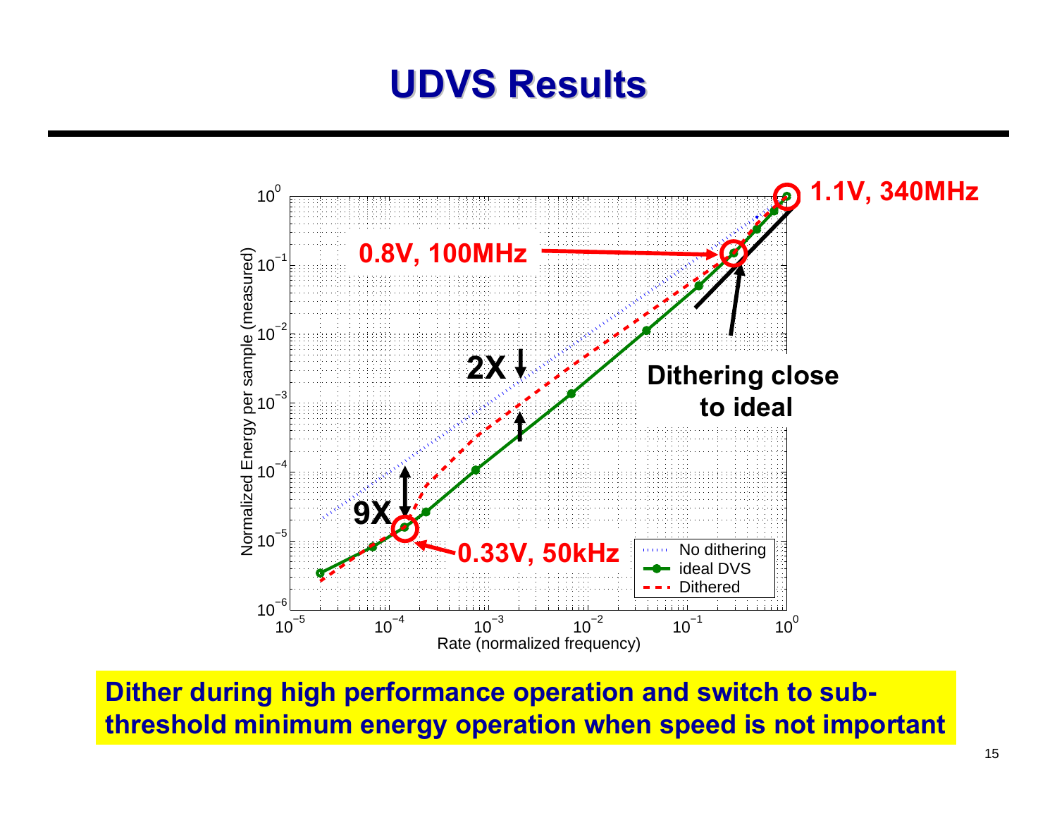# UDVS Results

Dither during high performance operation and switch to sub-threshold minimum energy operation when speed is not important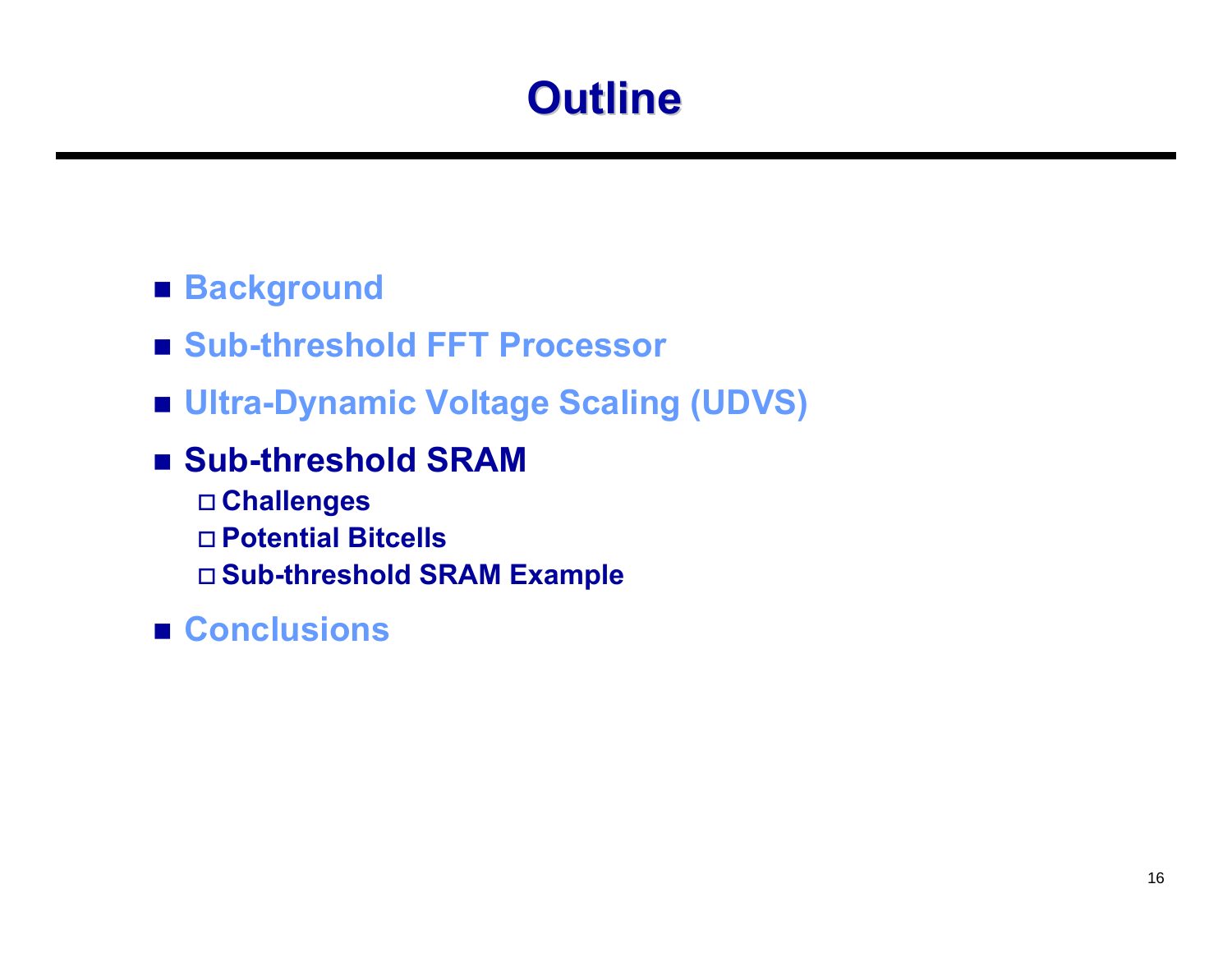# Outline

- Background
- Sub-threshold FFT Processor
- Ultra-Dynamic Voltage Scaling (UDVS)
- **Sub-threshold SRAM**
  - Challenges
  - Potential Bitcells
  - Sub-threshold SRAM Example
- Conclusions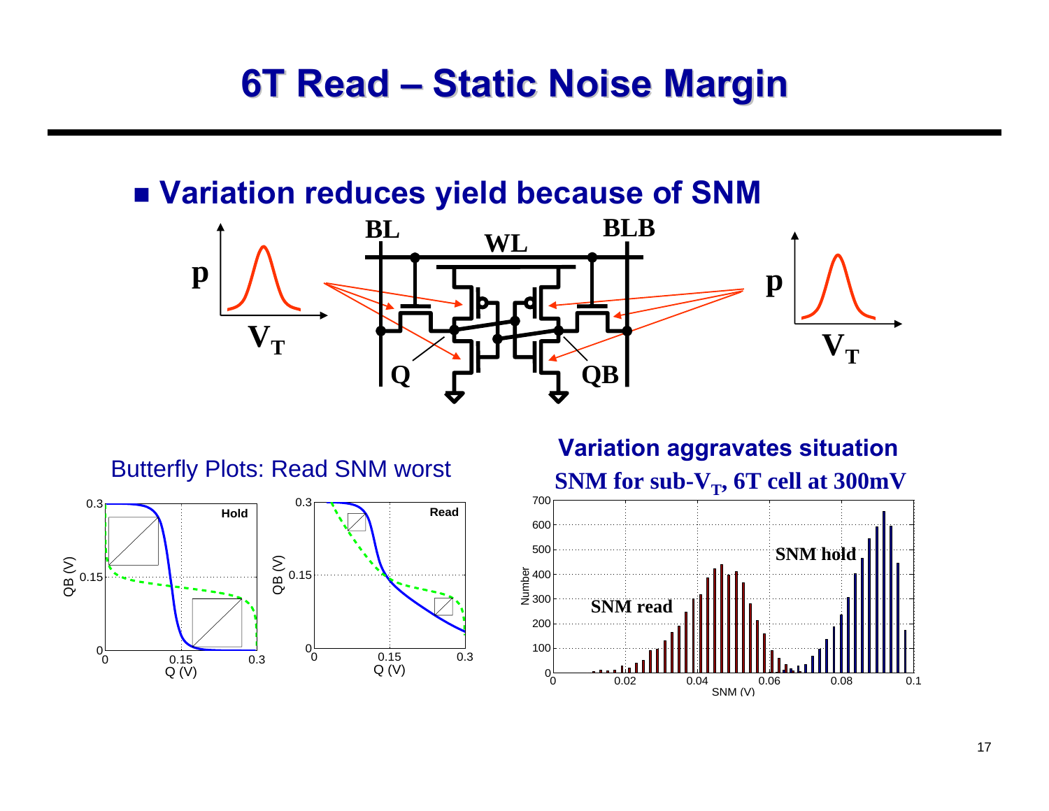# 6T Read – Static Noise Margin

- **Variation reduces yield because of SNM**

Butterfly Plots: Read SNM worst

**Variation aggravates situation**

**SNM for sub-$V_T$, 6T cell at 300mV**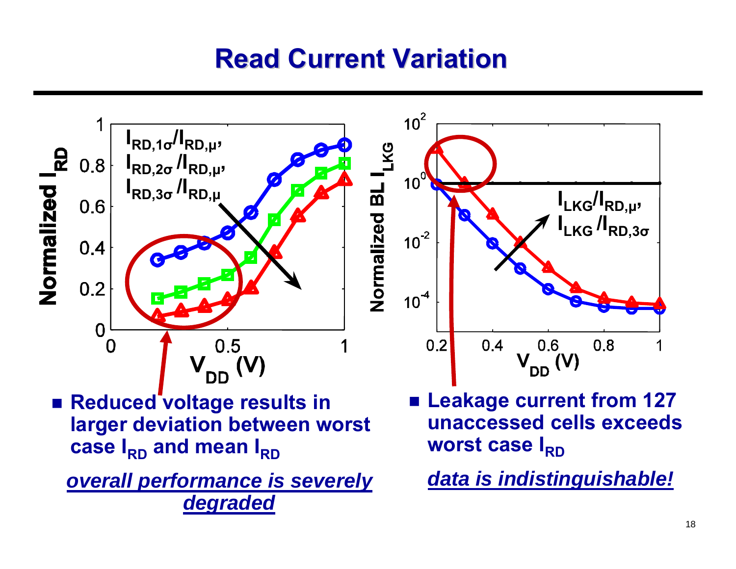# Read Current Variation

- **Reduced voltage results in larger deviation between worst case $I_{RD}$ and mean $I_{RD}$**

***overall performance is severely degraded***

- **Leakage current from 127 unaccessed cells exceeds worst case $I_{RD}$**

***data is indistinguishable!***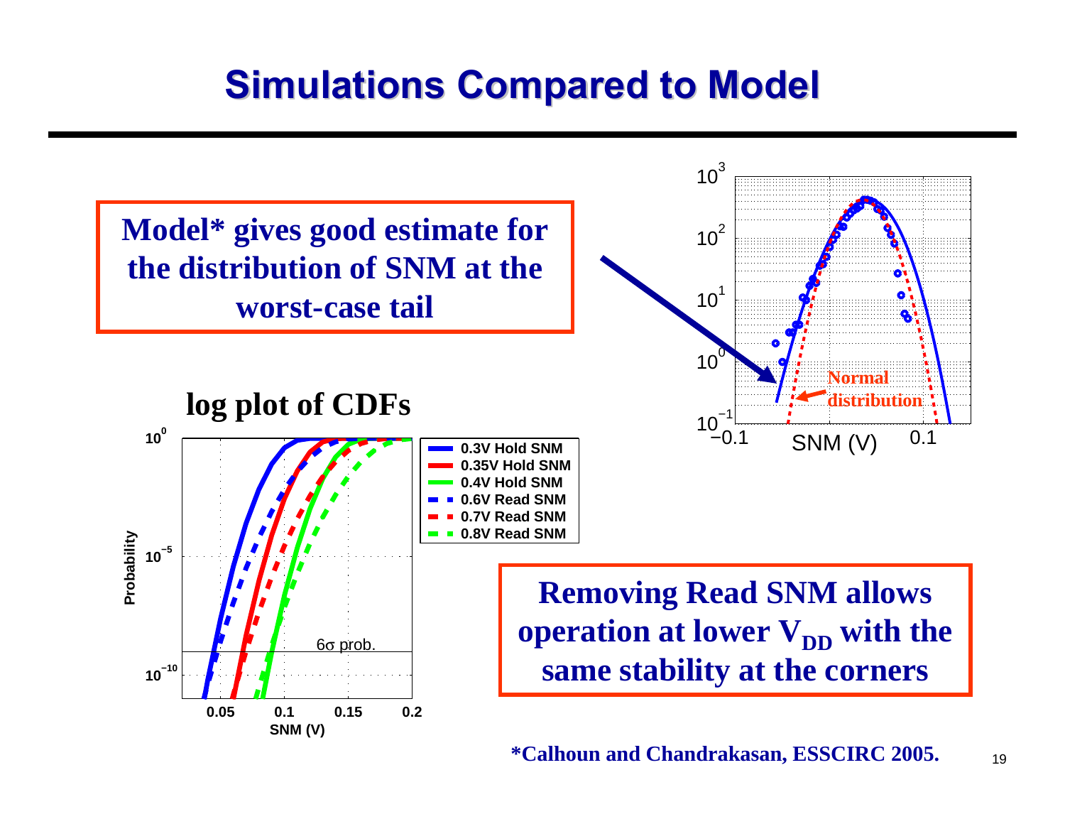# Simulations Compared to Model

**Model* gives good estimate for the distribution of SNM at the worst-case tail**

**log plot of CDFs**

**Removing Read SNM allows operation at lower $V_{DD}$ with the same stability at the corners**

***Calhoun and Chandrakasan, ESSCIRC 2005.**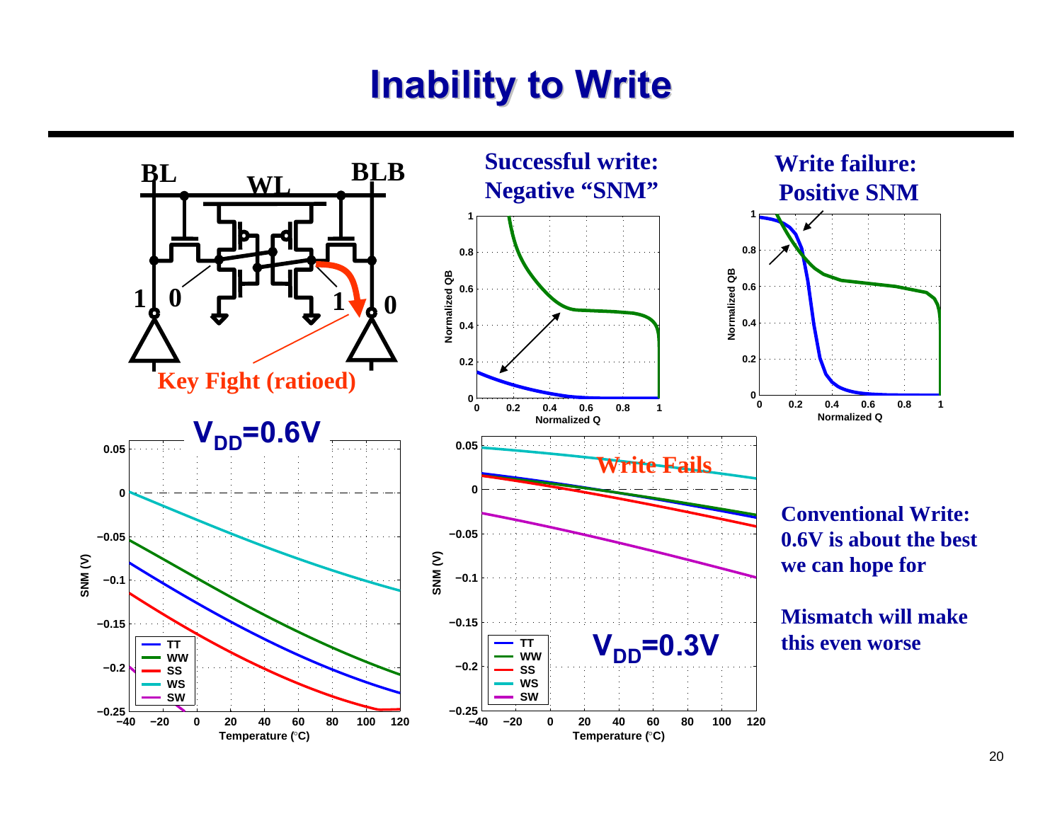# Inability to Write

BL　WL　BLB

1　0　1　0

**Key Fight (ratioed)**

**Successful write: Negative "SNM"**

**Write failure: Positive SNM**

$V_{DD}$=0.6V

$V_{DD}$=0.3V

Write Fails

**Conventional Write: 0.6V is about the best we can hope for**

**Mismatch will make this even worse**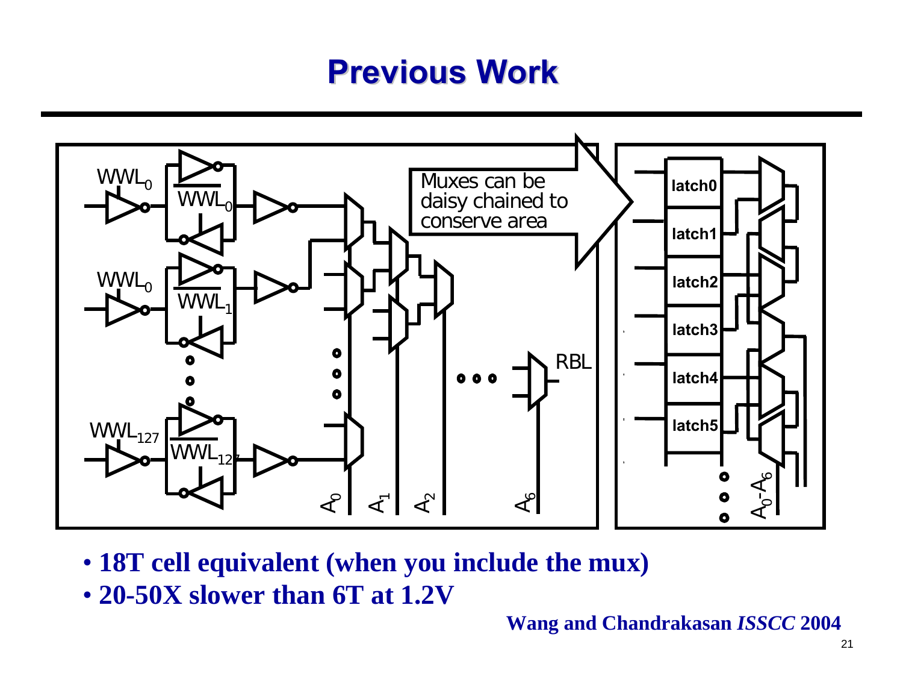# Previous Work

- **18T cell equivalent (when you include the mux)**
- **20-50X slower than 6T at 1.2V**

**Wang and Chandrakasan *ISSCC* 2004**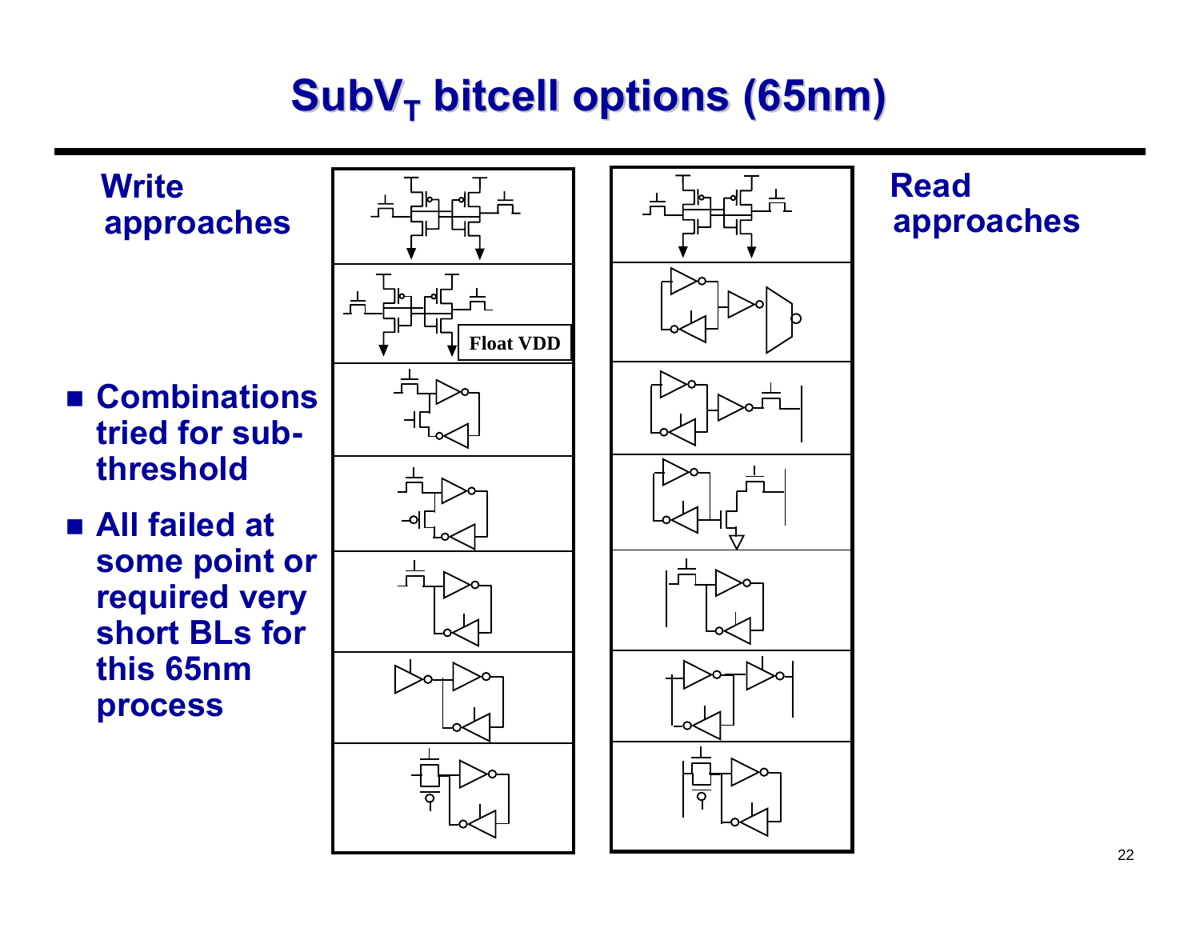# $SubV_T$ bitcell options (65nm)

**Write approaches**

- **Combinations tried for sub-threshold**
- **All failed at some point or required very short BLs for this 65nm process**

Float VDD

**Read approaches**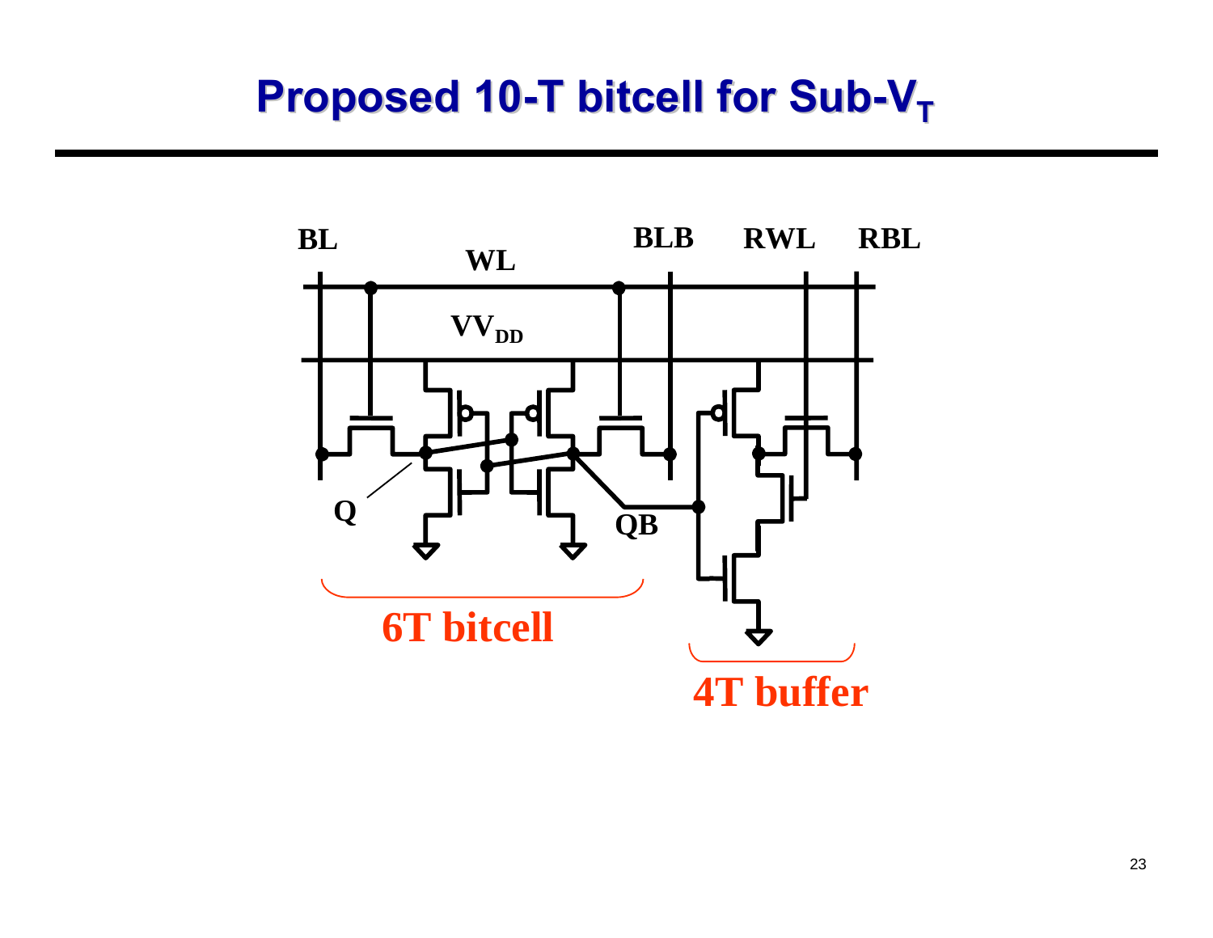# Proposed 10-T bitcell for Sub-$V_T$

BL WL BLB RWL RBL

$VV_{DD}$

Q QB

6T bitcell

4T buffer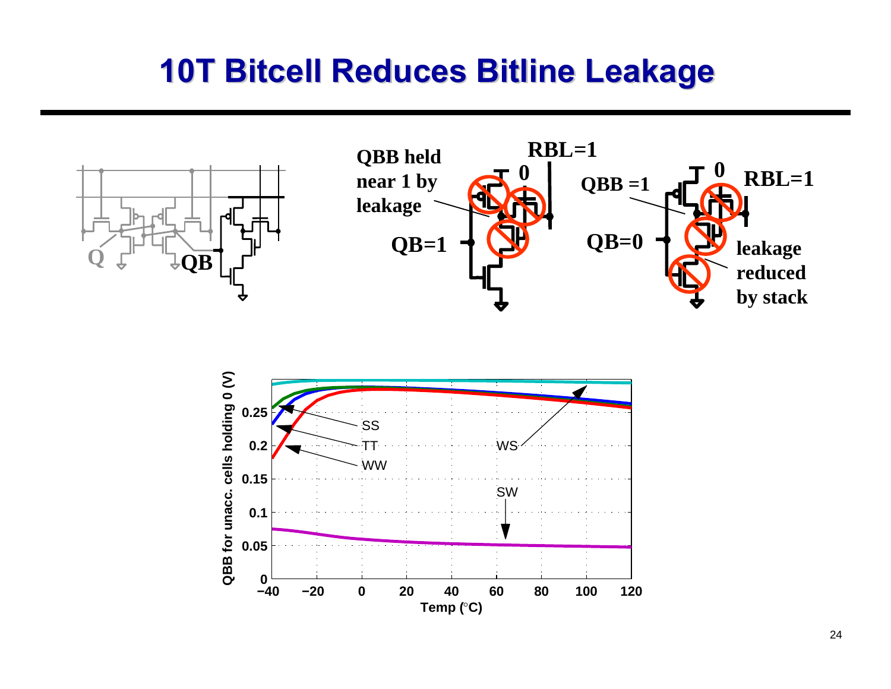# 10T Bitcell Reduces Bitline Leakage

Q

QB

QBB held near 1 by leakage

RBL=1

0

QB=1

QBB =1

0

RBL=1

QB=0

leakage reduced by stack

QBB for unacc. cells holding 0 (V)

Temp (°C)

SS

TT

WW

WS

SW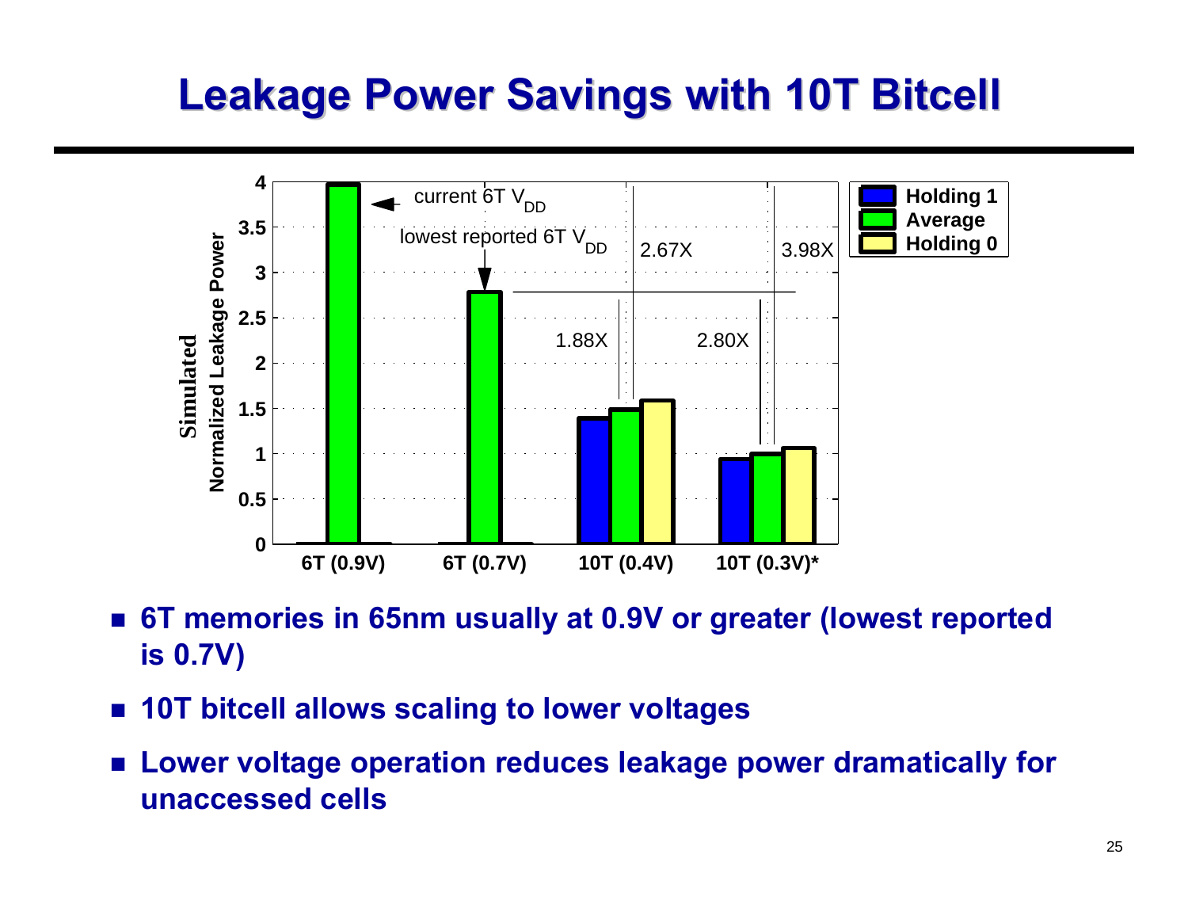# Leakage Power Savings with 10T Bitcell

- **6T memories in 65nm usually at 0.9V or greater (lowest reported is 0.7V)**
- **10T bitcell allows scaling to lower voltages**
- **Lower voltage operation reduces leakage power dramatically for unaccessed cells**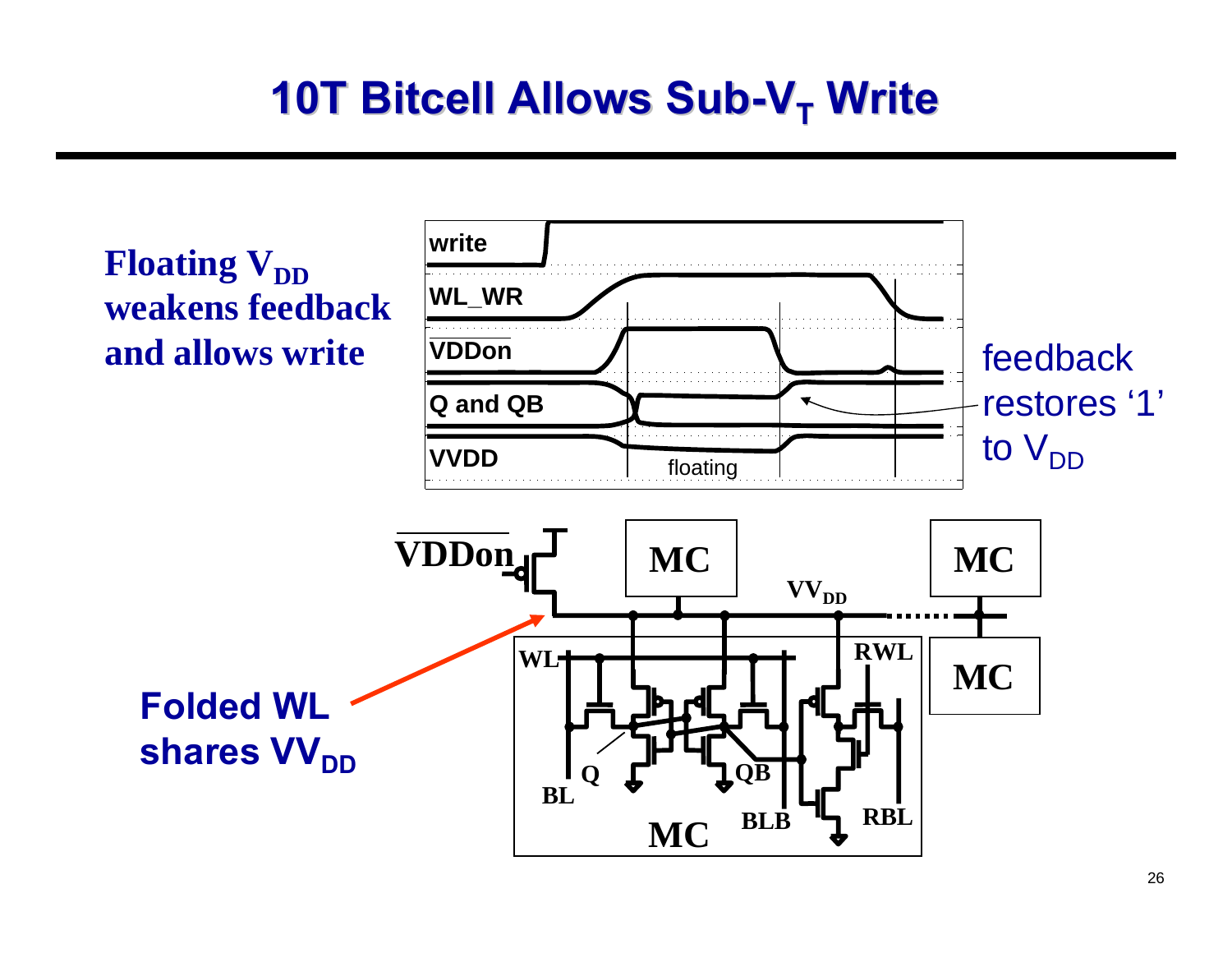# 10T Bitcell Allows Sub-$V_T$ Write

**Floating $V_{DD}$ weakens feedback and allows write**

feedback restores '1' to $V_{DD}$

**Folded WL shares $VV_{DD}$**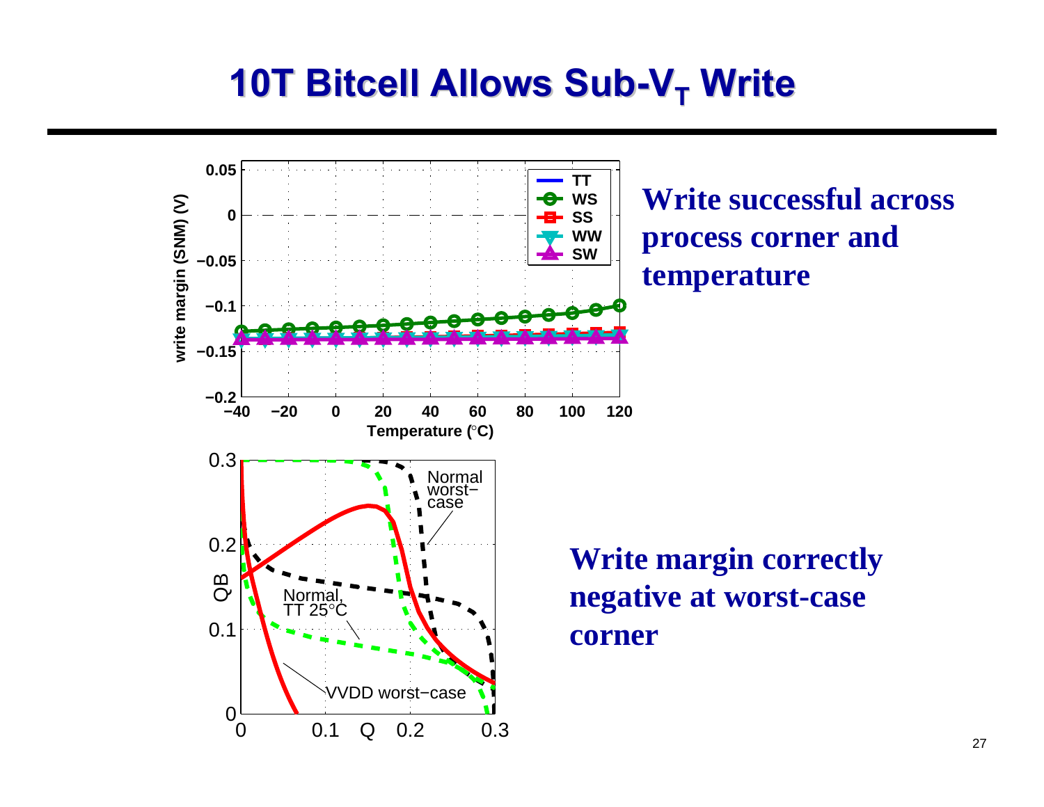# 10T Bitcell Allows Sub-$V_T$ Write

**Write successful across process corner and temperature**

**Write margin correctly negative at worst-case corner**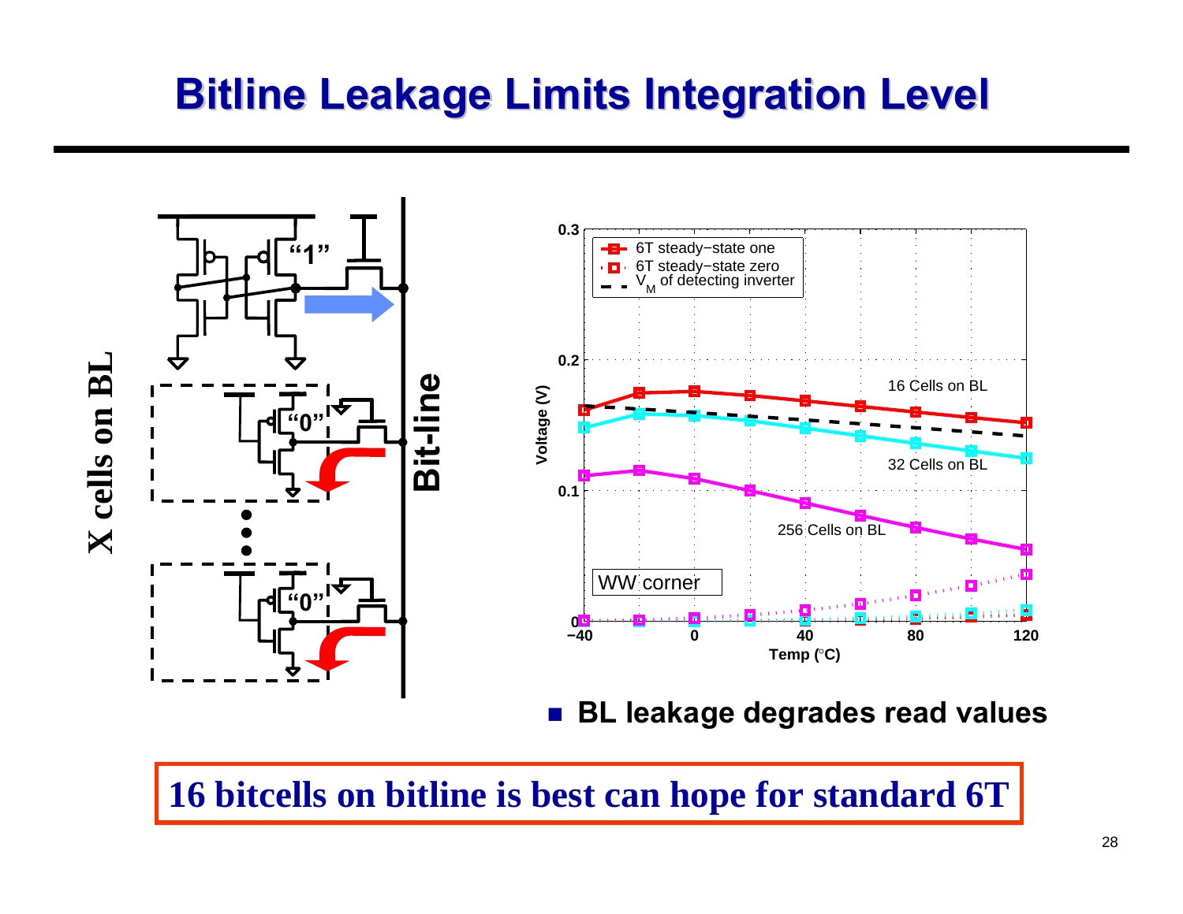# Bitline Leakage Limits Integration Level

- BL leakage degrades read values

**16 bitcells on bitline is best can hope for standard 6T**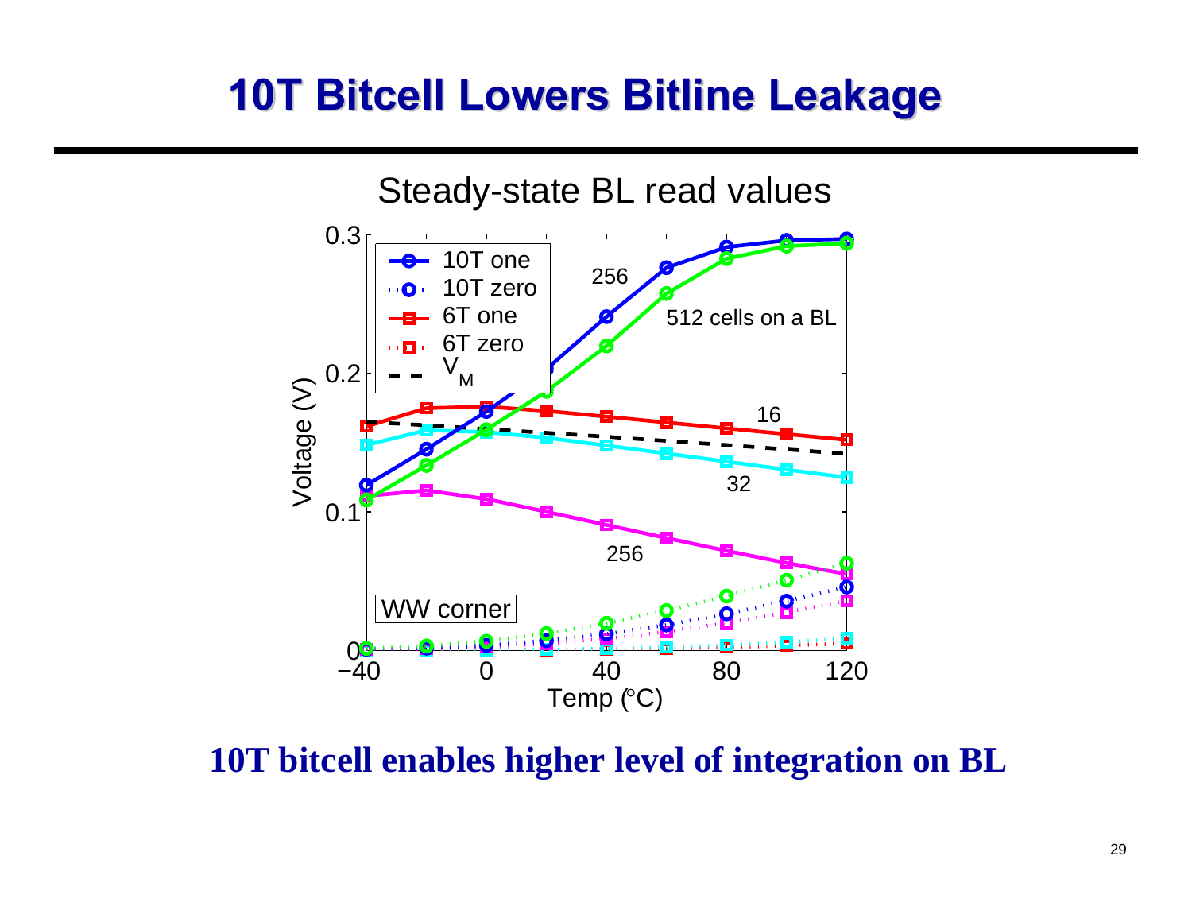# 10T Bitcell Lowers Bitline Leakage

Steady-state BL read values

Legend: 10T one, 10T zero, 6T one, 6T zero, $V_M$

Annotations: 256; 512 cells on a BL; 16; 32; 256; WW corner

Voltage (V) vs. Temp (°C)

**10T bitcell enables higher level of integration on BL**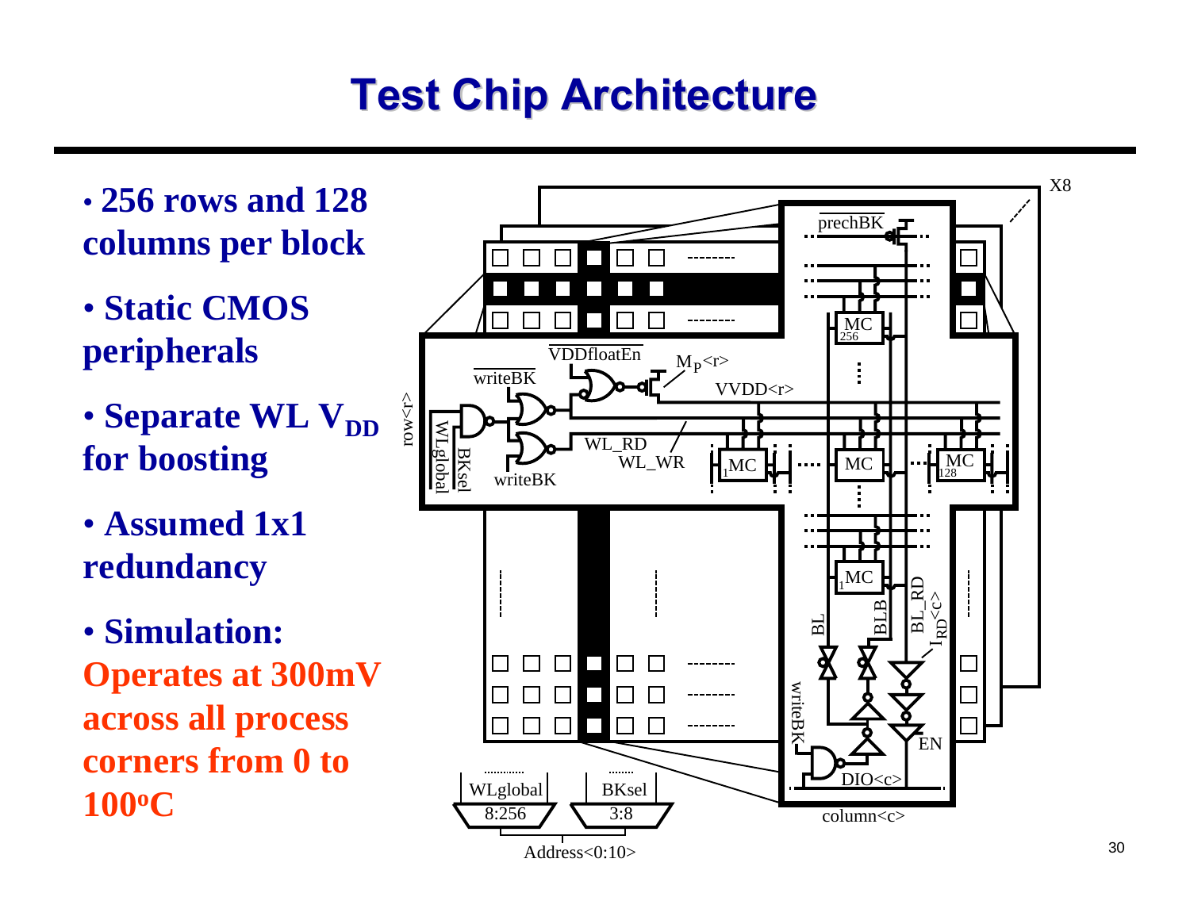# Test Chip Architecture

- **256 rows and 128 columns per block**
- **Static CMOS peripherals**
- **Separate WL $V_{DD}$ for boosting**
- **Assumed 1x1 redundancy**
- **Simulation: Operates at 300mV across all process corners from 0 to 100°C**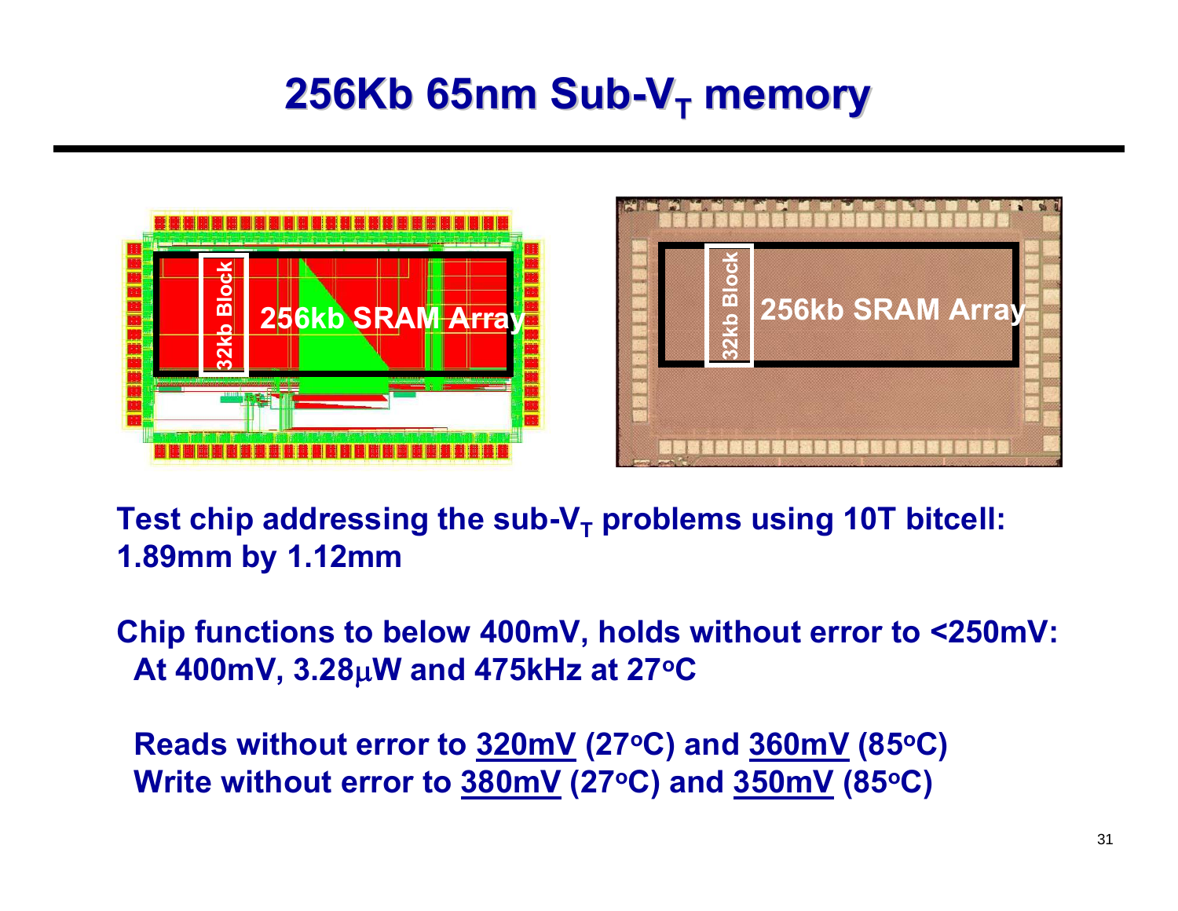# 256Kb 65nm Sub-$V_T$ memory

Test chip addressing the sub-$V_T$ problems using 10T bitcell: 1.89mm by 1.12mm

Chip functions to below 400mV, holds without error to <250mV:

At 400mV, 3.28μW and 475kHz at 27°C

Reads without error to 320mV (27°C) and 360mV (85°C)

Write without error to 380mV (27°C) and 350mV (85°C)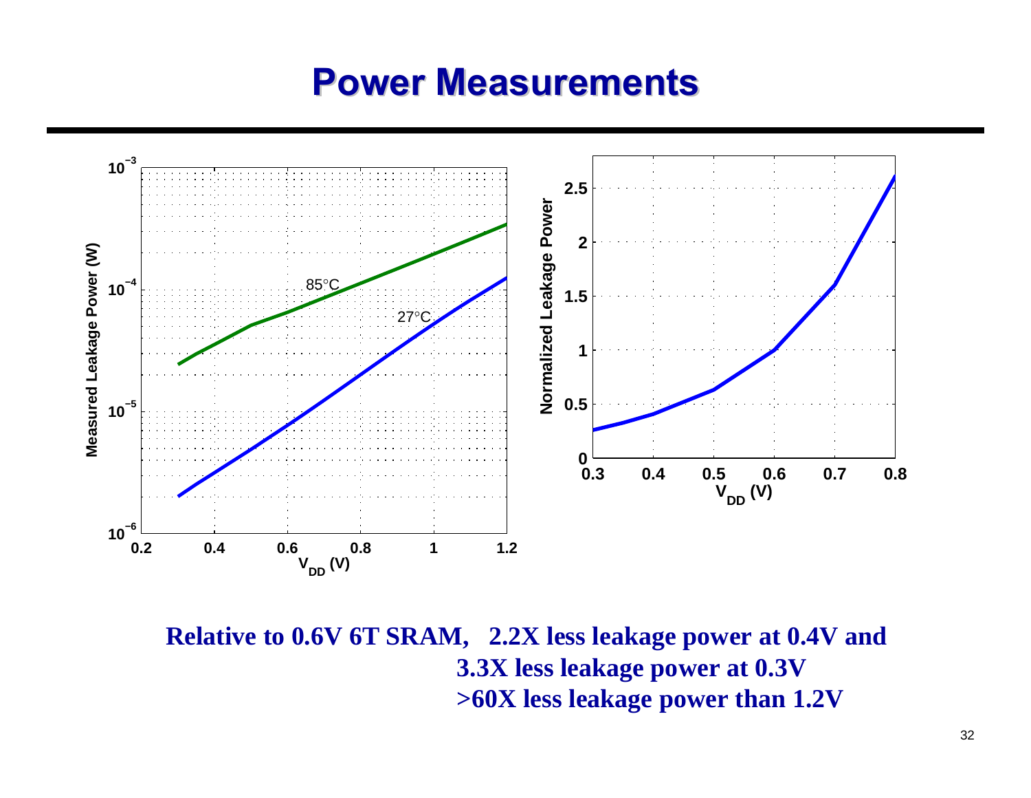# Power Measurements

Relative to 0.6V 6T SRAM, 2.2X less leakage power at 0.4V and
3.3X less leakage power at 0.3V
>60X less leakage power than 1.2V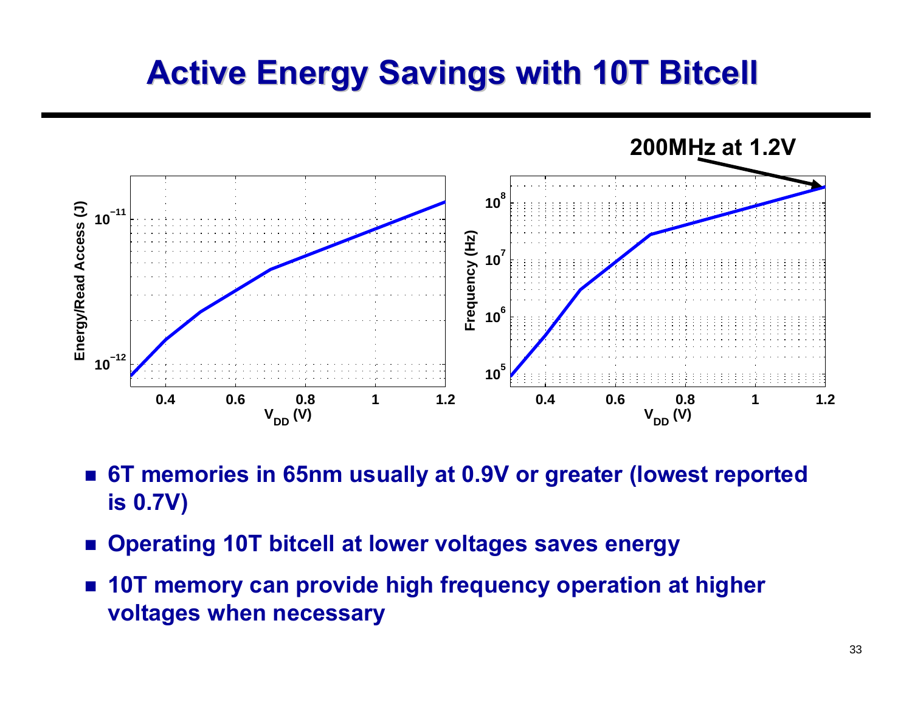# Active Energy Savings with 10T Bitcell

200MHz at 1.2V

- 6T memories in 65nm usually at 0.9V or greater (lowest reported is 0.7V)
- Operating 10T bitcell at lower voltages saves energy
- 10T memory can provide high frequency operation at higher voltages when necessary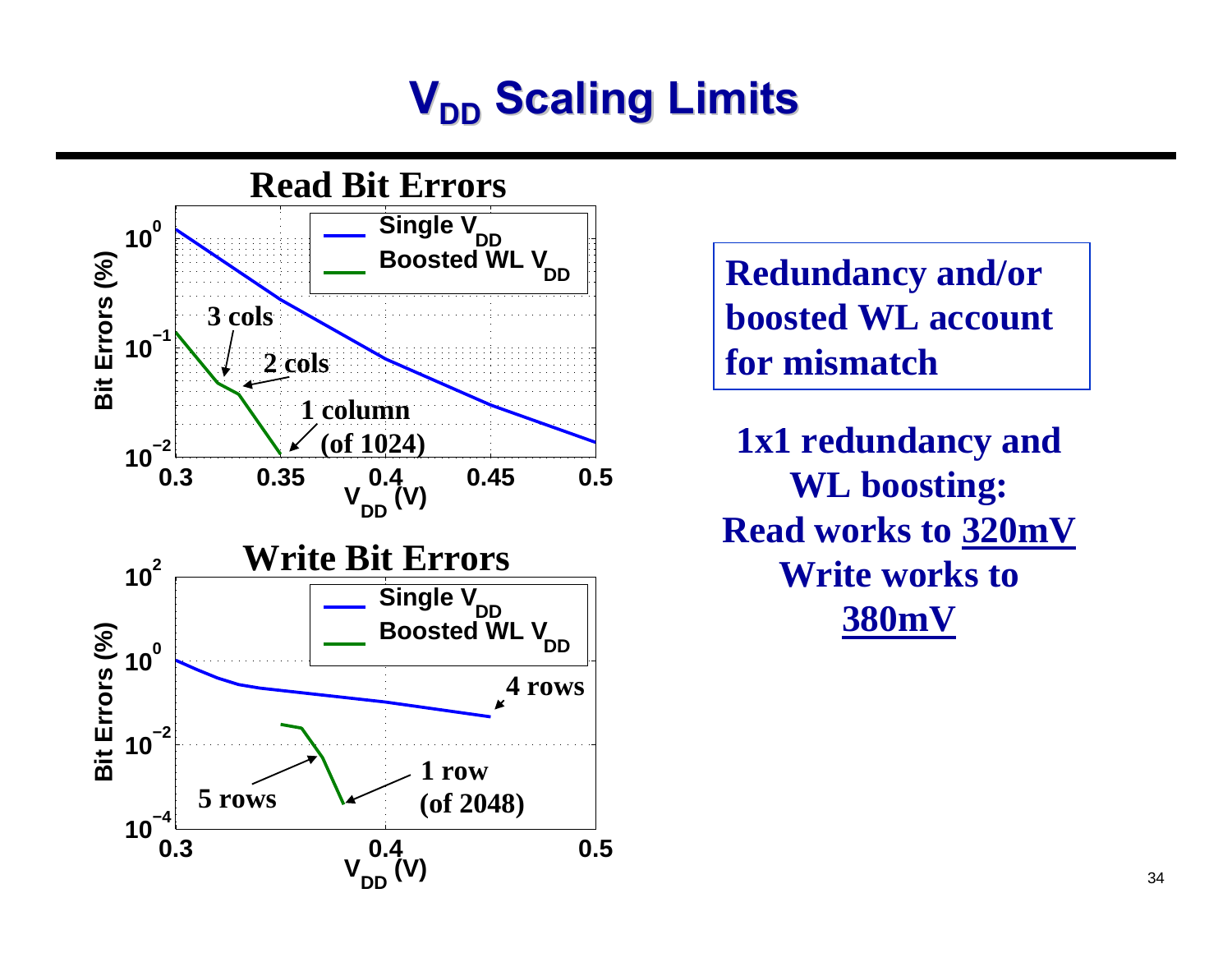# $V_{DD}$ Scaling Limits

**Read Bit Errors**

**Write Bit Errors**

**Redundancy and/or boosted WL account for mismatch**

**1x1 redundancy and WL boosting:**
**Read works to 320mV**
**Write works to 380mV**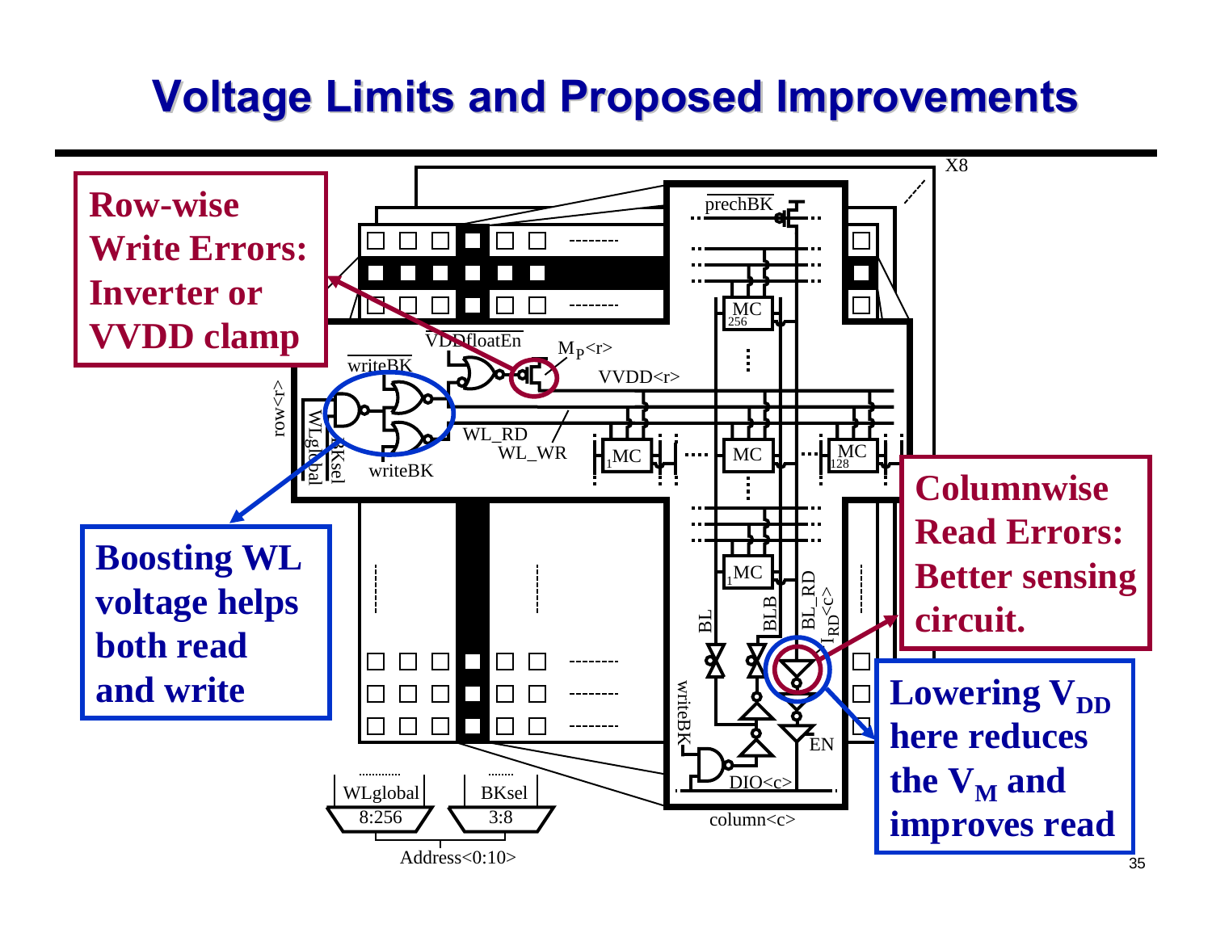# Voltage Limits and Proposed Improvements

**Row-wise Write Errors: Inverter or VVDD clamp**

**Boosting WL voltage helps both read and write**

**Columnwise Read Errors: Better sensing circuit.**

**Lowering $V_{DD}$ here reduces the $V_M$ and improves read**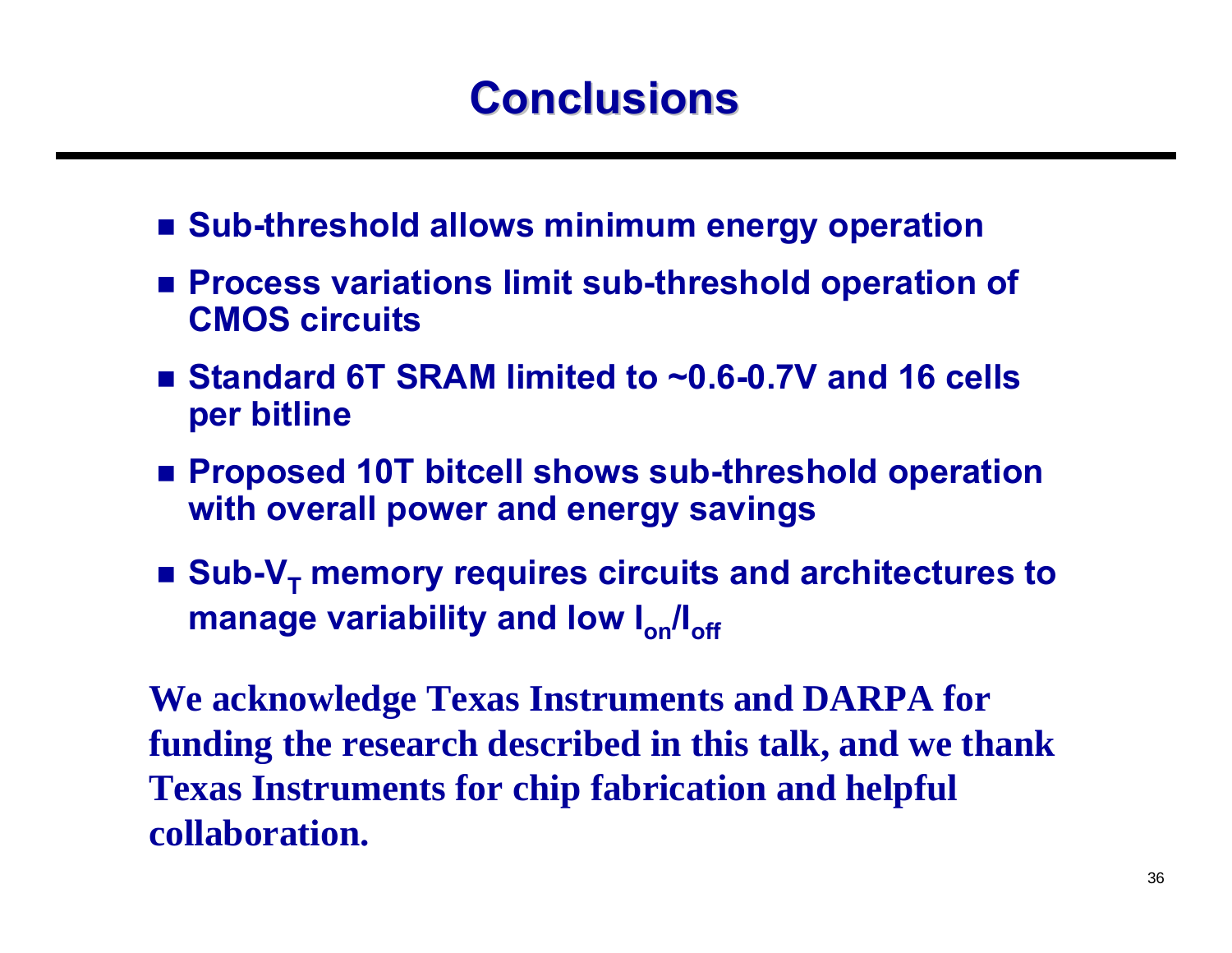# Conclusions

- **Sub-threshold allows minimum energy operation**
- **Process variations limit sub-threshold operation of CMOS circuits**
- **Standard 6T SRAM limited to ~0.6-0.7V and 16 cells per bitline**
- **Proposed 10T bitcell shows sub-threshold operation with overall power and energy savings**
- **Sub-$V_T$ memory requires circuits and architectures to manage variability and low $I_{on}/I_{off}$**

**We acknowledge Texas Instruments and DARPA for funding the research described in this talk, and we thank Texas Instruments for chip fabrication and helpful collaboration.**